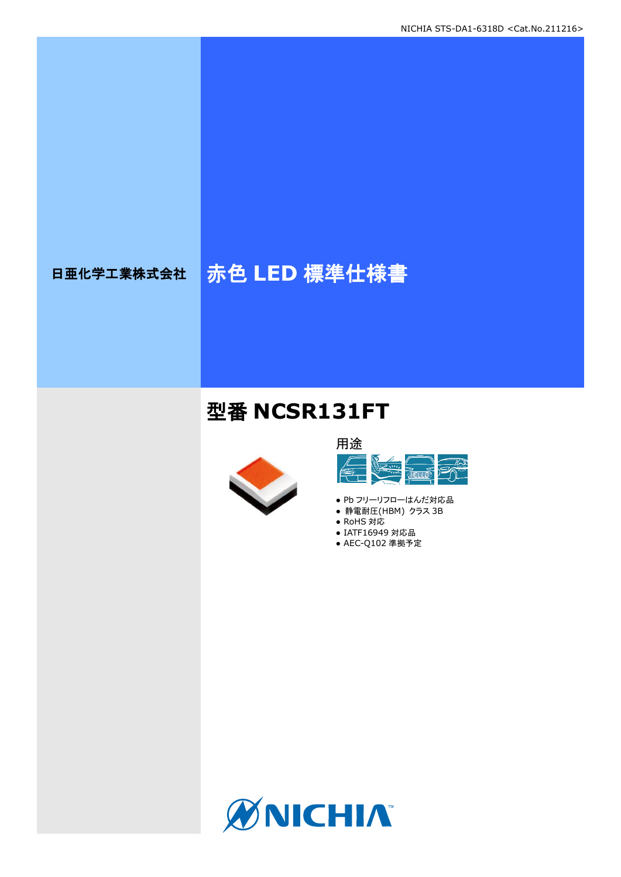日亜化学工業株式会社

# 赤色 LED 標準仕様書

## 型番 NCSR131FT

用途

- Pb フリーリフローはんだ対応品
- 静電耐圧(HBM) クラス 3B
- RoHS 対応
- IATF16949 対応品
- AEC-Q102 準拠予定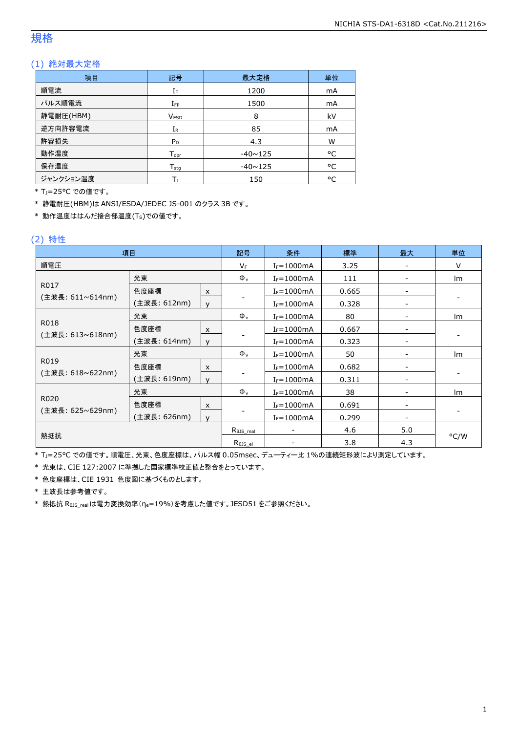# 規格

## (1) 絶対最大定格

| 項目 | 記号 | 最大定格 | 単位 |
|---|---|---|---|
| 順電流 | $I_F$ | 1200 | mA |
| パルス順電流 | $I_{FP}$ | 1500 | mA |
| 静電耐圧(HBM) | $V_{ESD}$ | 8 | kV |
| 逆方向許容電流 | $I_R$ | 85 | mA |
| 許容損失 | $P_D$ | 4.3 | W |
| 動作温度 | $T_{opr}$ | -40~125 | °C |
| 保存温度 | $T_{stg}$ | -40~125 | °C |
| ジャンクション温度 | $T_J$ | 150 | °C |

* $T_J$=25°C での値です。
* 静電耐圧(HBM)は ANSI/ESDA/JEDEC JS-001 のクラス 3B です。
* 動作温度ははんだ接合部温度($T_S$)での値です。

## (2) 特性

| 項目 | | | 記号 | 条件 | 標準 | 最大 | 単位 |
|---|---|---|---|---|---|---|---|
| 順電圧 | | | $V_F$ | $I_F$=1000mA | 3.25 | - | V |
| R017 (主波長: 611~614nm) | 光束 | | $\Phi_v$ | $I_F$=1000mA | 111 | - | lm |
| | 色度座標 (主波長: 612nm) | x | - | $I_F$=1000mA | 0.665 | - | - |
| | | y | | $I_F$=1000mA | 0.328 | - | |
| R018 (主波長: 613~618nm) | 光束 | | $\Phi_v$ | $I_F$=1000mA | 80 | - | lm |
| | 色度座標 (主波長: 614nm) | x | - | $I_F$=1000mA | 0.667 | - | - |
| | | y | | $I_F$=1000mA | 0.323 | - | |
| R019 (主波長: 618~622nm) | 光束 | | $\Phi_v$ | $I_F$=1000mA | 50 | - | lm |
| | 色度座標 (主波長: 619nm) | x | - | $I_F$=1000mA | 0.682 | - | - |
| | | y | | $I_F$=1000mA | 0.311 | - | |
| R020 (主波長: 625~629nm) | 光束 | | $\Phi_v$ | $I_F$=1000mA | 38 | - | lm |
| | 色度座標 (主波長: 626nm) | x | - | $I_F$=1000mA | 0.691 | - | - |
| | | y | | $I_F$=1000mA | 0.299 | - | |
| 熱抵抗 | | | $R_{\theta JS\_real}$ | - | 4.6 | 5.0 | °C/W |
| | | | $R_{\theta JS\_el}$ | - | 3.8 | 4.3 | |

* $T_J$=25°C での値です。順電圧、光束、色度座標は、パルス幅 0.05msec、デューティー比 1%の連続矩形波により測定しています。
* 光束は、CIE 127:2007 に準拠した国家標準校正値と整合をとっています。
* 色度座標は、CIE 1931 色度図に基づくものとします。
* 主波長は参考値です。
* 熱抵抗 $R_{\theta JS\_real}$ は電力変換効率($\eta_e$=19%)を考慮した値です。JESD51 をご参照ください。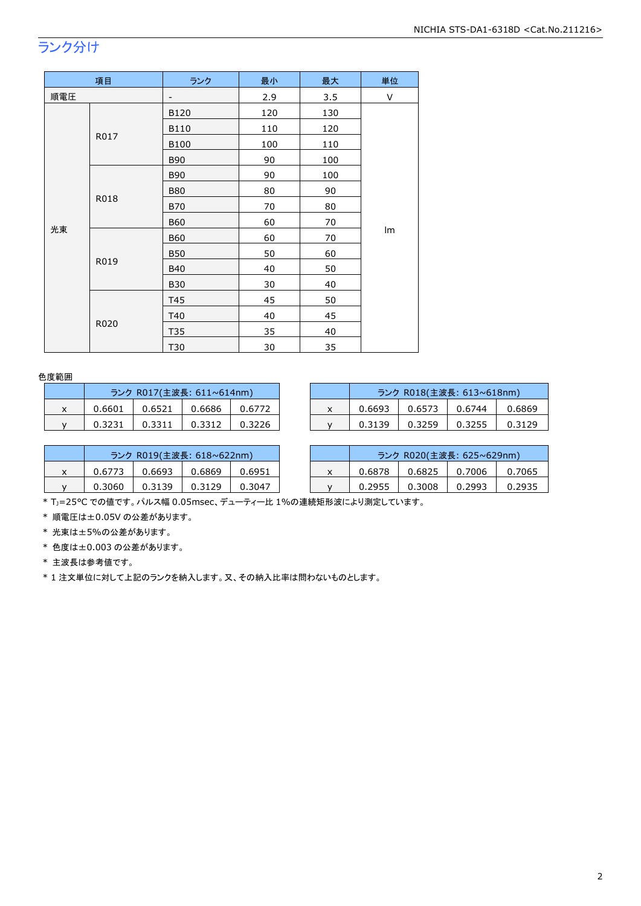## ランク分け

| 項目 | | ランク | 最小 | 最大 | 単位 |
|---|---|---|---|---|---|
| 順電圧 | | - | 2.9 | 3.5 | V |
| 光束 | R017 | B120 | 120 | 130 | lm |
| | | B110 | 110 | 120 | |
| | | B100 | 100 | 110 | |
| | | B90 | 90 | 100 | |
| | R018 | B90 | 90 | 100 | |
| | | B80 | 80 | 90 | |
| | | B70 | 70 | 80 | |
| | | B60 | 60 | 70 | |
| | R019 | B60 | 60 | 70 | |
| | | B50 | 50 | 60 | |
| | | B40 | 40 | 50 | |
| | | B30 | 30 | 40 | |
| | R020 | T45 | 45 | 50 | |
| | | T40 | 40 | 45 | |
| | | T35 | 35 | 40 | |
| | | T30 | 30 | 35 | |

色度範囲

| | ランク R017(主波長: 611~614nm) | | | |
|---|---|---|---|---|
| x | 0.6601 | 0.6521 | 0.6686 | 0.6772 |
| y | 0.3231 | 0.3311 | 0.3312 | 0.3226 |

| | ランク R018(主波長: 613~618nm) | | | |
|---|---|---|---|---|
| x | 0.6693 | 0.6573 | 0.6744 | 0.6869 |
| y | 0.3139 | 0.3259 | 0.3255 | 0.3129 |

| | ランク R019(主波長: 618~622nm) | | | |
|---|---|---|---|---|
| x | 0.6773 | 0.6693 | 0.6869 | 0.6951 |
| y | 0.3060 | 0.3139 | 0.3129 | 0.3047 |

| | ランク R020(主波長: 625~629nm) | | | |
|---|---|---|---|---|
| x | 0.6878 | 0.6825 | 0.7006 | 0.7065 |
| y | 0.2955 | 0.3008 | 0.2993 | 0.2935 |

* $T_J$=25°C での値です。パルス幅 0.05msec、デューティー比 1%の連続矩形波により測定しています。
* 順電圧は±0.05V の公差があります。
* 光束は±5%の公差があります。
* 色度は±0.003 の公差があります。
* 主波長は参考値です。
* 1 注文単位に対して上記のランクを納入します。又、その納入比率は問わないものとします。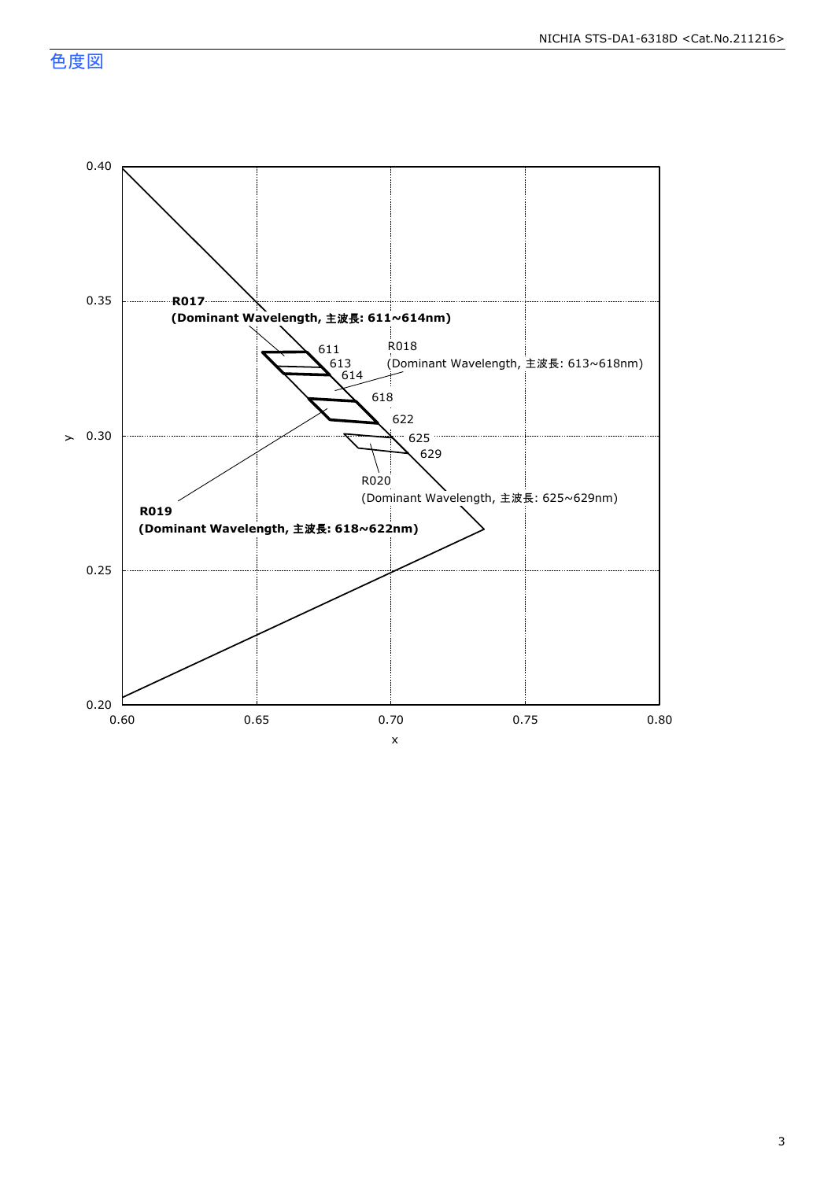## 色度図

0.40

0.35

0.30

0.25

0.20

y

0.60 0.65 0.70 0.75 0.80

x

**R017**
**(Dominant Wavelength, 主波長: 611~614nm)**

611
613
614

R018
(Dominant Wavelength, 主波長: 613~618nm)

618
622

**R019**
**(Dominant Wavelength, 主波長: 618~622nm)**

625
629

R020
(Dominant Wavelength, 主波長: 625~629nm)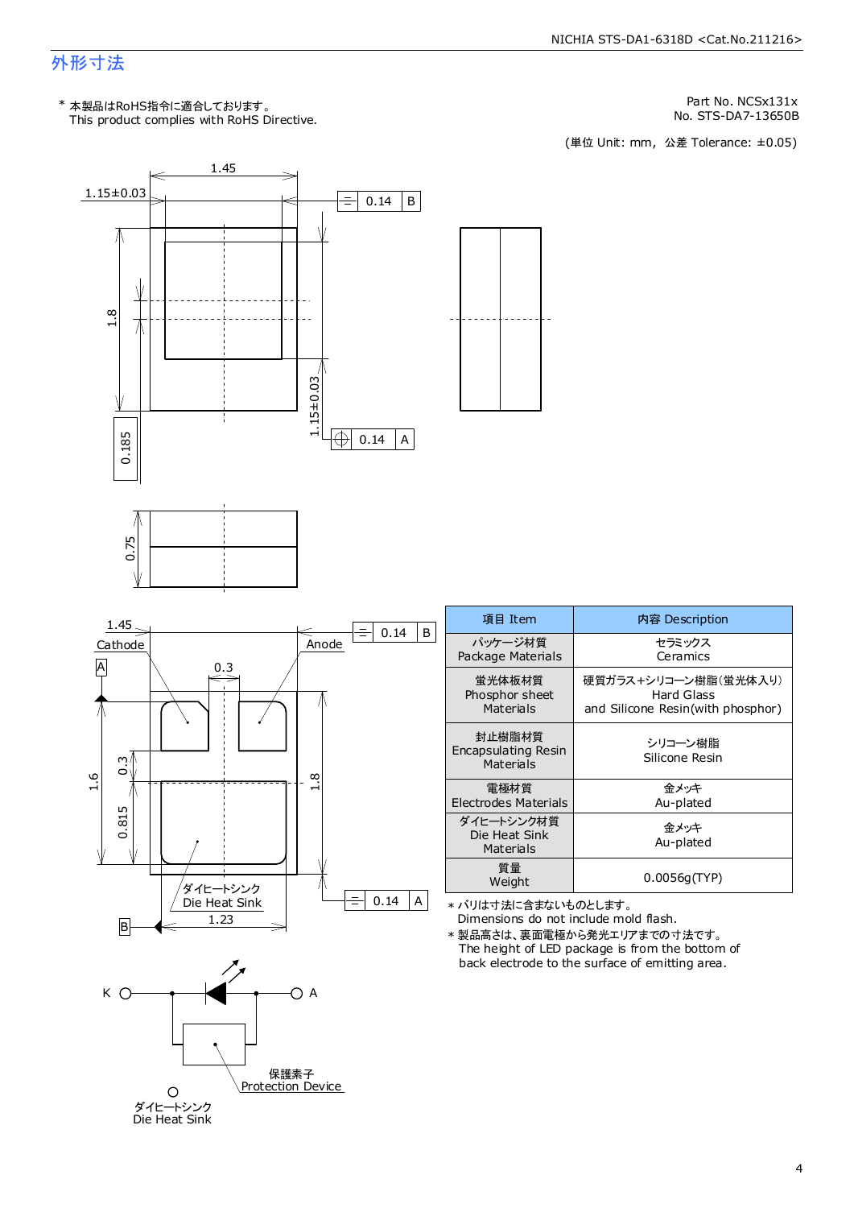## 外形寸法

\* 本製品はRoHS指令に適合しております。
This product complies with RoHS Directive.

Part No. NCSx131x
No. STS-DA7-13650B

(単位 Unit: mm, 公差 Tolerance: ±0.05)

| 項目 Item | 内容 Description |
| --- | --- |
| パッケージ材質<br>Package Materials | セラミックス<br>Ceramics |
| 蛍光体板材質<br>Phosphor sheet Materials | 硬質ガラス+シリコーン樹脂(蛍光体入り)<br>Hard Glass<br>and Silicone Resin(with phosphor) |
| 封止樹脂材質<br>Encapsulating Resin Materials | シリコーン樹脂<br>Silicone Resin |
| 電極材質<br>Electrodes Materials | 金メッキ<br>Au-plated |
| ダイヒートシンク材質<br>Die Heat Sink Materials | 金メッキ<br>Au-plated |
| 質量<br>Weight | 0.0056g(TYP) |

\* バリは寸法に含まないものとします。
Dimensions do not include mold flash.

\* 製品高さは、裏面電極から発光エリアまでの寸法です。
The height of LED package is from the bottom of back electrode to the surface of emitting area.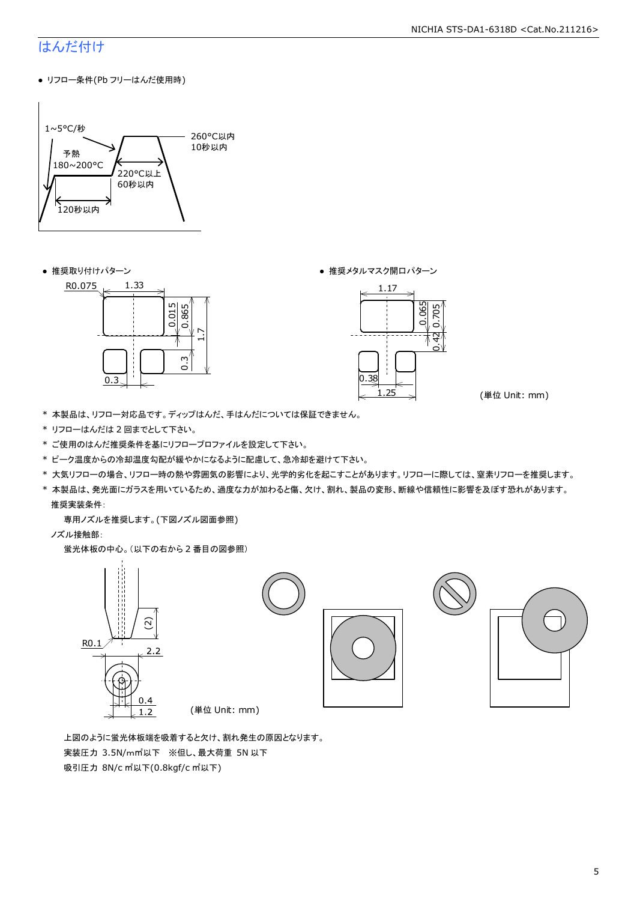# はんだ付け

- リフロー条件(Pb フリーはんだ使用時)

1~5°C/秒

予熱
180~200°C

120秒以内

220°C以上
60秒以内

260°C以内
10秒以内

- 推奨取り付けパターン

R0.075　1.33　0.015　0.865　1.7　0.3　0.3

- 推奨メタルマスク開口パターン

1.17　0.065　0.705　0.42　0.38　1.25

(単位 Unit: mm)

* 本製品は、リフロー対応品です。ディップはんだ、手はんだについては保証できません。
* リフローはんだは 2 回までとして下さい。
* ご使用のはんだ推奨条件を基にリフロープロファイルを設定して下さい。
* ピーク温度からの冷却温度勾配が緩やかになるように配慮して、急冷却を避けて下さい。
* 大気リフローの場合、リフロー時の熱や雰囲気の影響により、光学的劣化を起こすことがあります。リフローに際しては、窒素リフローを推奨します。
* 本製品は、発光面にガラスを用いているため、過度な力が加わると傷、欠け、割れ、製品の変形、断線や信頼性に影響を及ぼす恐れがあります。

  推奨実装条件:

  　専用ノズルを推奨します。(下図ノズル図面参照)

  ノズル接触部:

  　蛍光体板の中心。(以下の右から 2 番目の図参照)

(2)　R0.1　2.2　0.4　1.2

(単位 Unit: mm)

上図のように蛍光体板端を吸着すると欠け、割れ発生の原因となります。

実装圧力 3.5N/mm²以下　※但し、最大荷重 5N 以下

吸引圧力 8N/cm²以下(0.8kgf/cm²以下)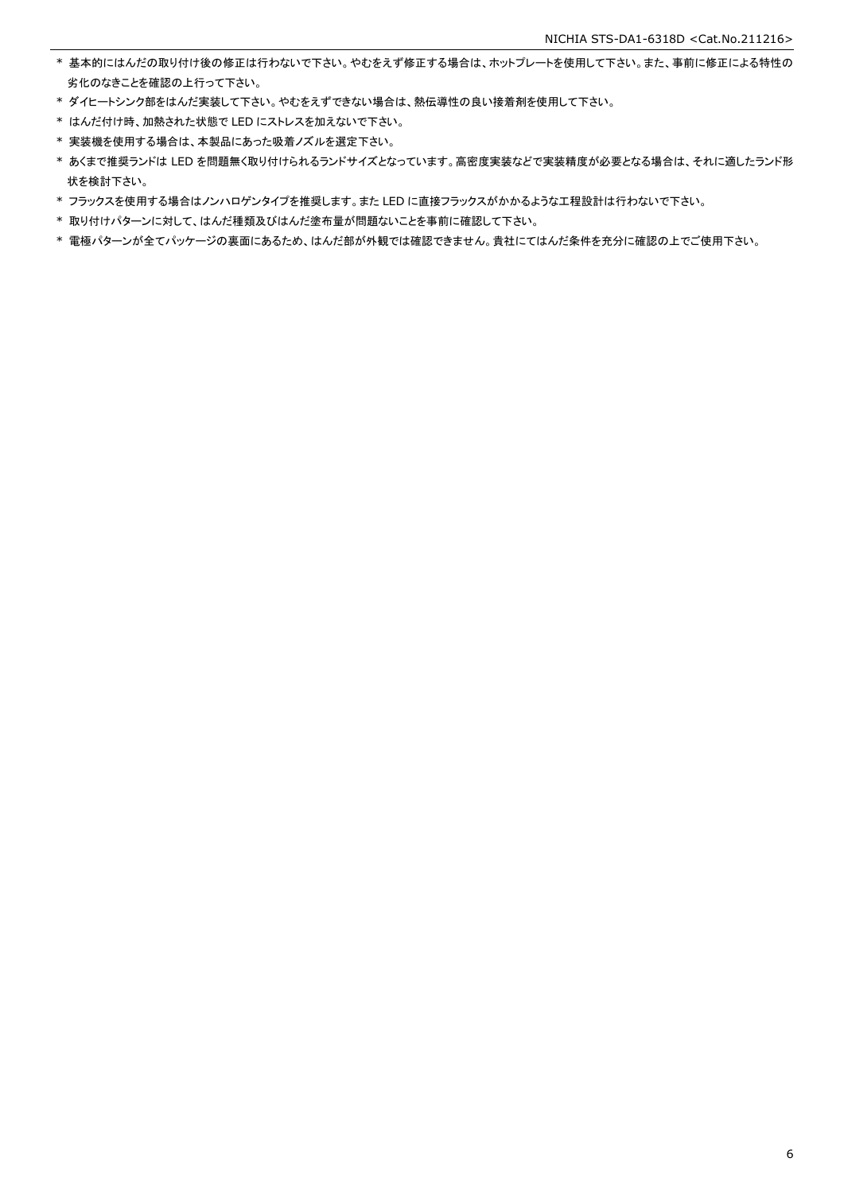* 基本的にはんだの取り付け後の修正は行わないで下さい。やむをえず修正する場合は、ホットプレートを使用して下さい。また、事前に修正による特性の劣化のなきことを確認の上行って下さい。
* ダイヒートシンク部をはんだ実装して下さい。やむをえずできない場合は、熱伝導性の良い接着剤を使用して下さい。
* はんだ付け時、加熱された状態で LED にストレスを加えないで下さい。
* 実装機を使用する場合は、本製品にあった吸着ノズルを選定下さい。
* あくまで推奨ランドは LED を問題無く取り付けられるランドサイズとなっています。高密度実装などで実装精度が必要となる場合は、それに適したランド形状を検討下さい。
* フラックスを使用する場合はノンハロゲンタイプを推奨します。また LED に直接フラックスがかかるような工程設計は行わないで下さい。
* 取り付けパターンに対して、はんだ種類及びはんだ塗布量が問題ないことを事前に確認して下さい。
* 電極パターンが全てパッケージの裏面にあるため、はんだ部が外観では確認できません。貴社にてはんだ条件を充分に確認の上でご使用下さい。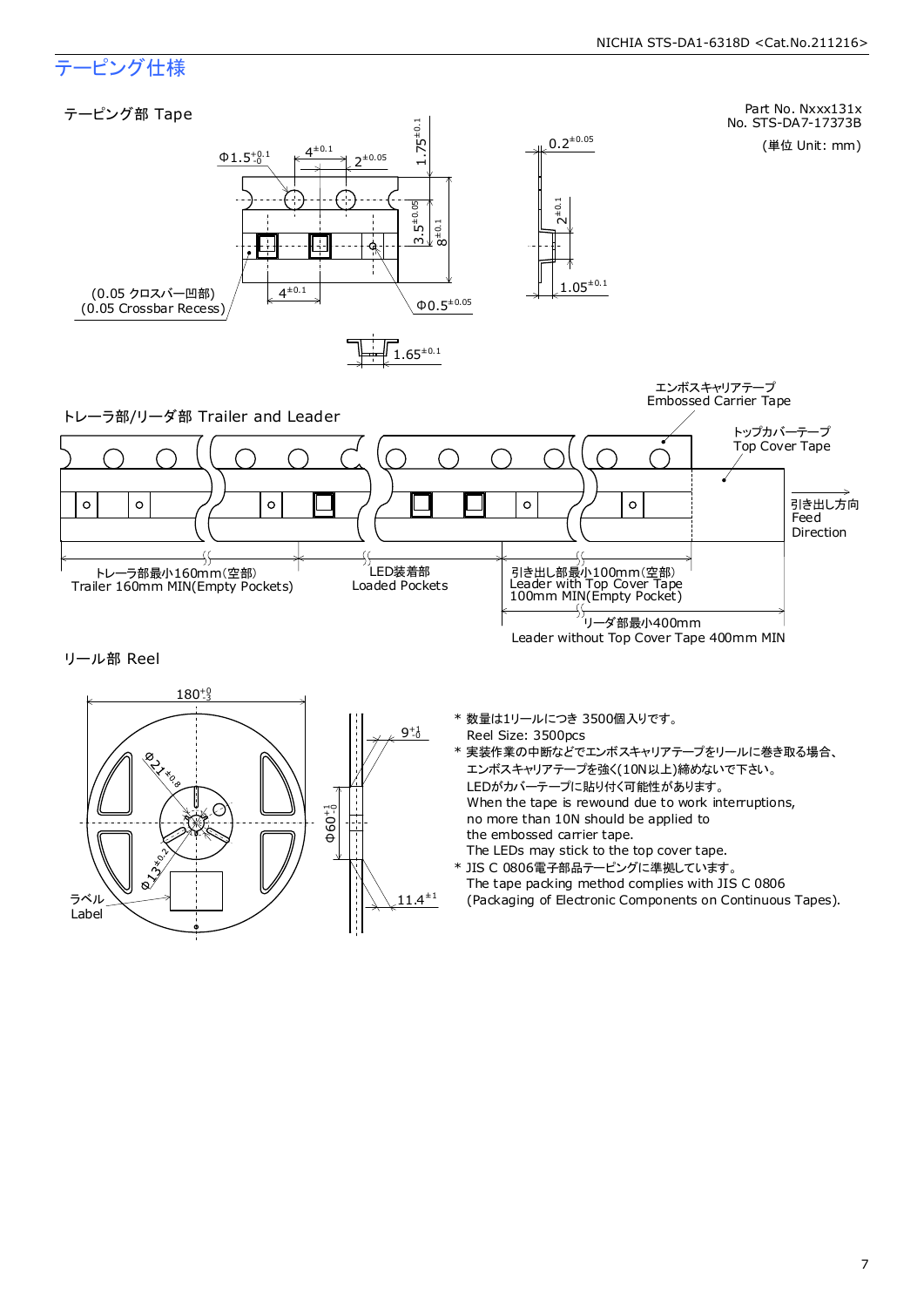# テーピング仕様

## テーピング部 Tape

Part No. Nxxx131x
No. STS-DA7-17373B

(単位 Unit: mm)

$\Phi 1.5^{+0.1}_{-0}$

$4^{\pm 0.1}$

$2^{\pm 0.05}$

$1.75^{\pm 0.1}$

$3.5^{\pm 0.05}$

$8^{\pm 0.1}$

$0.2^{\pm 0.05}$

$2^{\pm 0.1}$

$1.05^{\pm 0.1}$

(0.05 クロスバー凹部)
(0.05 Crossbar Recess)

$4^{\pm 0.1}$

$\Phi 0.5^{\pm 0.05}$

$1.65^{\pm 0.1}$

## トレーラ部/リーダ部 Trailer and Leader

エンボスキャリアテープ
Embossed Carrier Tape

トップカバーテープ
Top Cover Tape

引き出し方向
Feed
Direction

トレーラ部最小160mm(空部)
Trailer 160mm MIN(Empty Pockets)

LED装着部
Loaded Pockets

引き出し部最小100mm(空部)
Leader with Top Cover Tape
100mm MIN(Empty Pocket)

リーダ部最小400mm
Leader without Top Cover Tape 400mm MIN

## リール部 Reel

$180^{+0}_{-3}$

$\Phi 21^{\pm 0.8}$

$\Phi 13^{\pm 0.2}$

ラベル
Label

$9^{+1}_{-0}$

$\Phi 60^{+1}_{-0}$

$11.4^{\pm 1}$

* 数量は1リールにつき 3500個入りです。
  Reel Size: 3500pcs
* 実装作業の中断などでエンボスキャリアテープをリールに巻き取る場合、
  エンボスキャリアテープを強く(10N以上)締めないで下さい。
  LEDがカバーテープに貼り付く可能性があります。
  When the tape is rewound due to work interruptions,
  no more than 10N should be applied to
  the embossed carrier tape.
  The LEDs may stick to the top cover tape.
* JIS C 0806電子部品テーピングに準拠しています。
  The tape packing method complies with JIS C 0806
  (Packaging of Electronic Components on Continuous Tapes).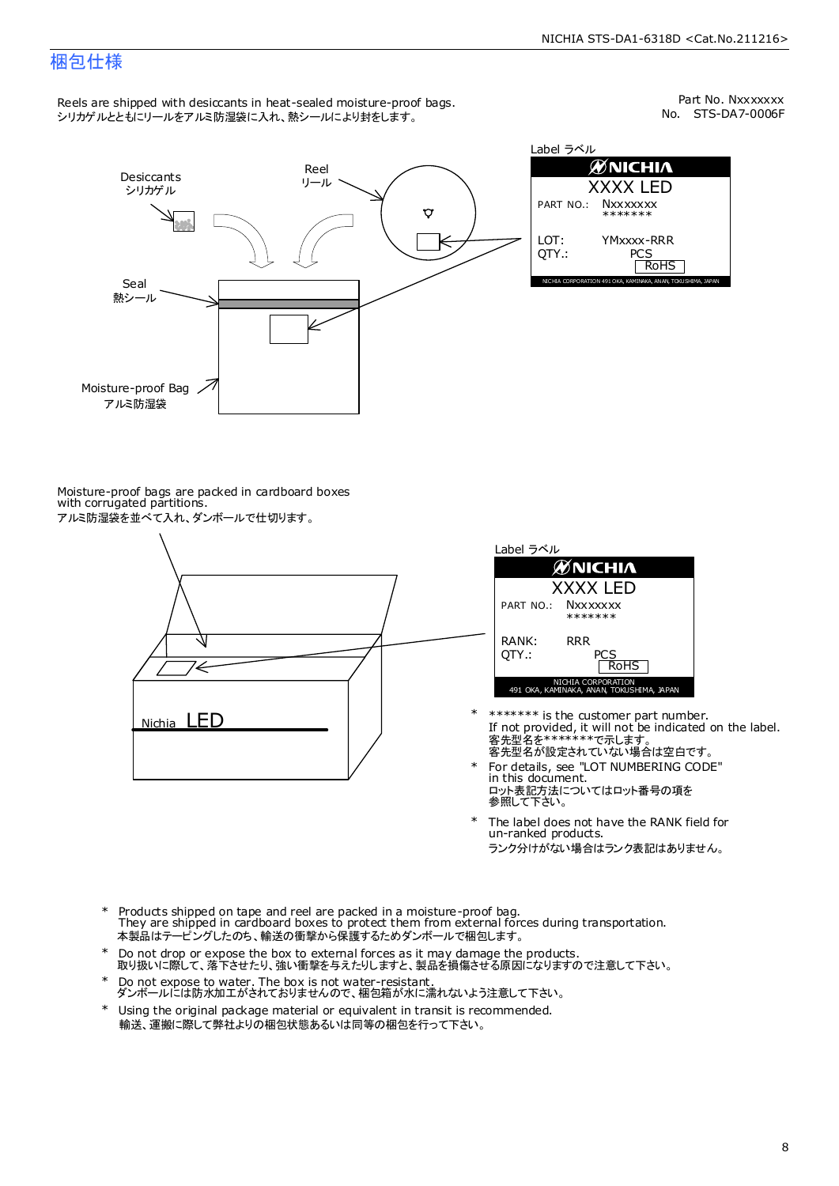# 梱包仕様

Part No. Nxxxxxxx
No. STS-DA7-0006F

Reels are shipped with desiccants in heat-sealed moisture-proof bags.
シリカゲルとともにリールをアルミ防湿袋に入れ、熱シールにより封をします。

Desiccants
シリカゲル

Reel
リール

Seal
熱シール

Moisture-proof Bag
アルミ防湿袋

Label ラベル

NICHIA
XXXX LED
PART NO.: Nxxxxxxx
\*\*\*\*\*\*\*
LOT: YMxxxx-RRR
QTY.: PCS
RoHS
NICHIA CORPORATION 491 OKA, KAMINAKA, ANAN, TOKUSHIMA, JAPAN

Moisture-proof bags are packed in cardboard boxes with corrugated partitions.
アルミ防湿袋を並べて入れ、ダンボールで仕切ります。

Nichia LED

Label ラベル

NICHIA
XXXX LED
PART NO.: Nxxxxxxx
\*\*\*\*\*\*\*
RANK: RRR
QTY.: PCS
RoHS
NICHIA CORPORATION
491 OKA, KAMINAKA, ANAN, TOKUSHIMA, JAPAN

- \* \*\*\*\*\*\*\* is the customer part number.
  If not provided, it will not be indicated on the label.
  客先型名を\*\*\*\*\*\*\*で示します。
  客先型名が設定されていない場合は空白です。
- \* For details, see "LOT NUMBERING CODE" in this document.
  ロット表記方法についてはロット番号の項を参照して下さい。
- \* The label does not have the RANK field for un-ranked products.
  ランク分けがない場合はランク表記はありません。

- \* Products shipped on tape and reel are packed in a moisture-proof bag.
  They are shipped in cardboard boxes to protect them from external forces during transportation.
  本製品はテーピングしたのち、輸送の衝撃から保護するためダンボールで梱包します。
- \* Do not drop or expose the box to external forces as it may damage the products.
  取り扱いに際して、落下させたり、強い衝撃を与えたりしますと、製品を損傷させる原因になりますので注意して下さい。
- \* Do not expose to water. The box is not water-resistant.
  ダンボールには防水加工がされておりませんので、梱包箱が水に濡れないよう注意して下さい。
- \* Using the original package material or equivalent in transit is recommended.
  輸送、運搬に際して弊社よりの梱包状態あるいは同等の梱包を行って下さい。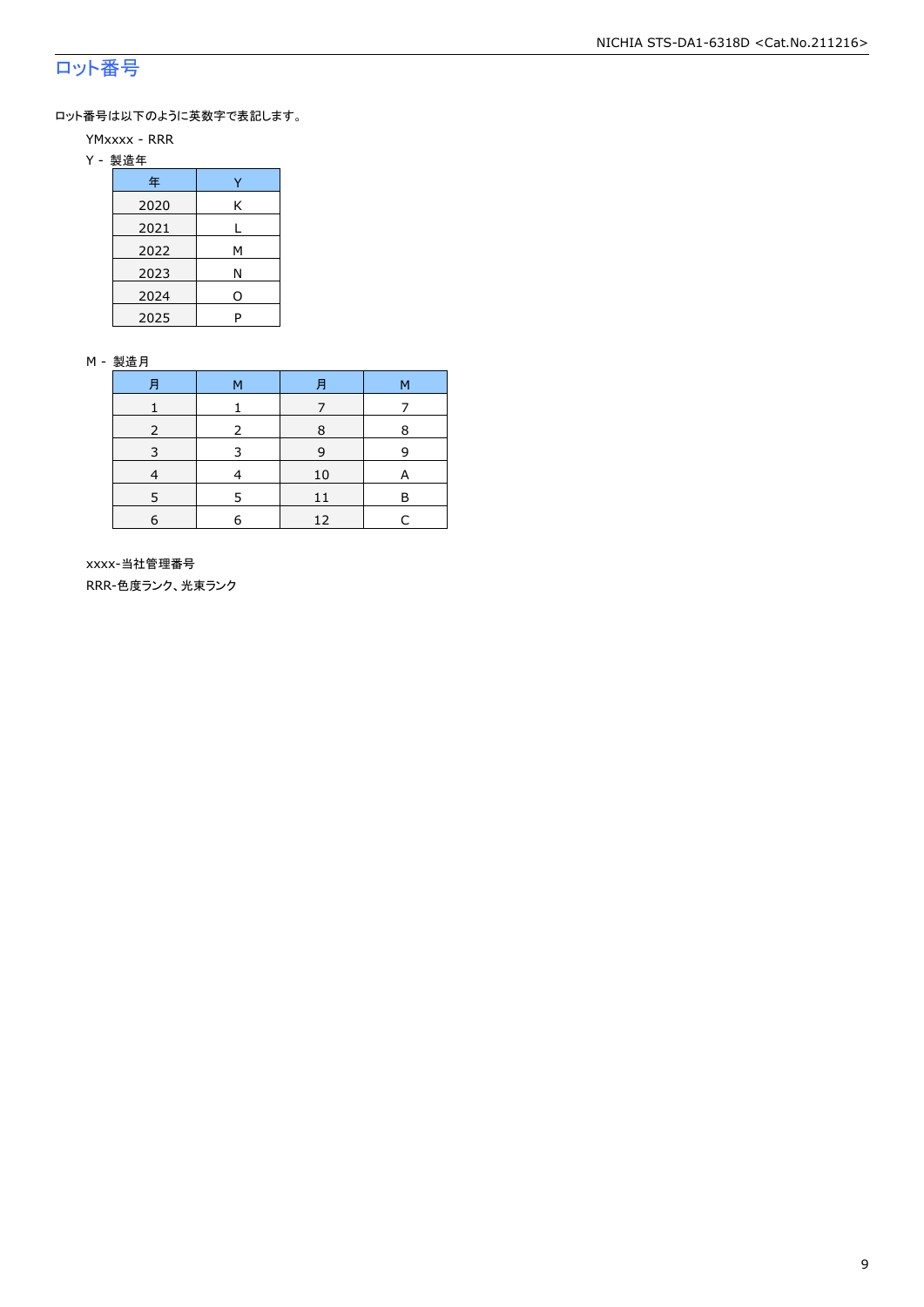## ロット番号

ロット番号は以下のように英数字で表記します。

YMxxxx - RRR

Y - 製造年

| 年 | Y |
|---|---|
| 2020 | K |
| 2021 | L |
| 2022 | M |
| 2023 | N |
| 2024 | O |
| 2025 | P |

M - 製造月

| 月 | M | 月 | M |
|---|---|---|---|
| 1 | 1 | 7 | 7 |
| 2 | 2 | 8 | 8 |
| 3 | 3 | 9 | 9 |
| 4 | 4 | 10 | A |
| 5 | 5 | 11 | B |
| 6 | 6 | 12 | C |

xxxx-当社管理番号

RRR-色度ランク、光束ランク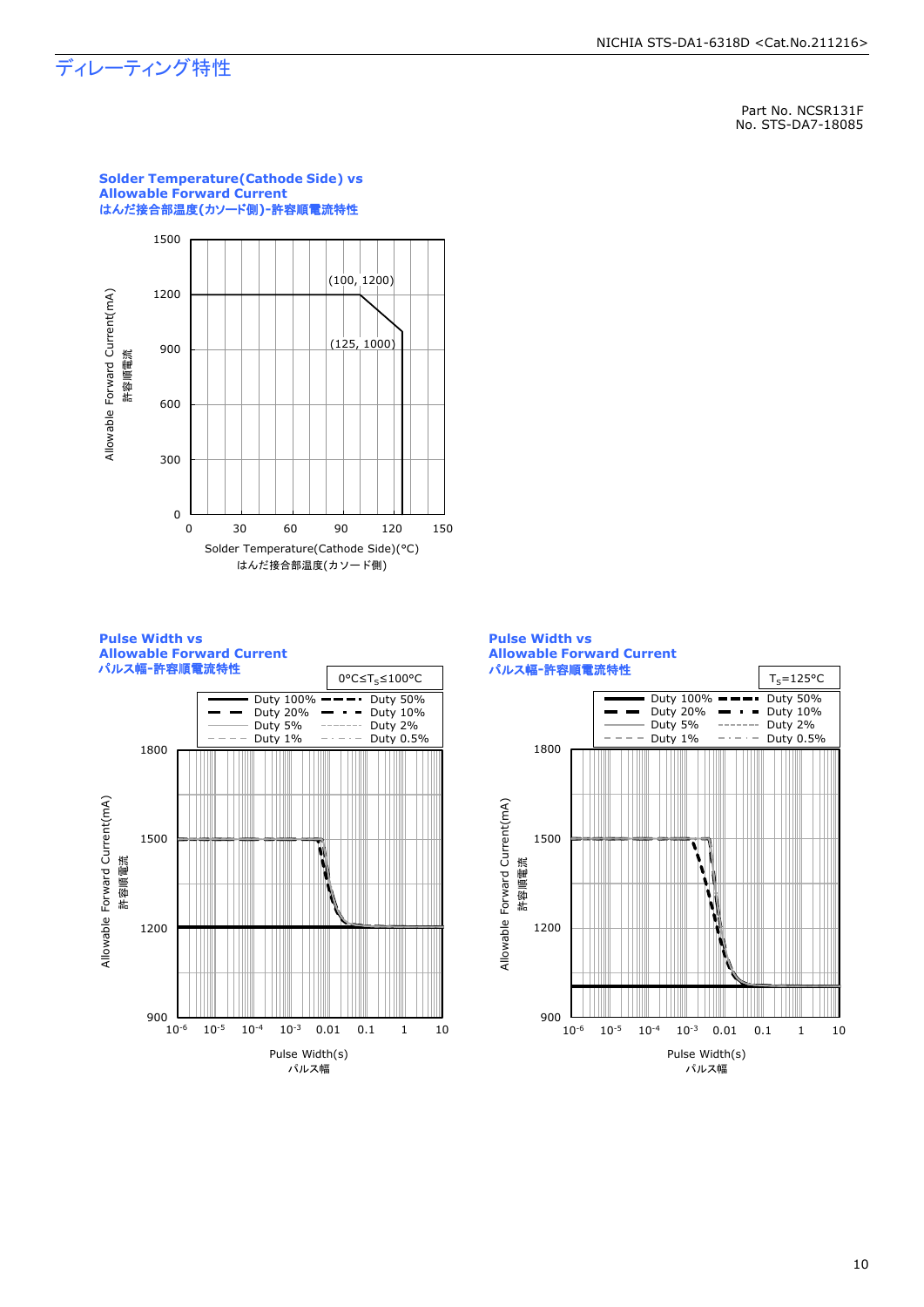# ディレーティング特性

Part No. NCSR131F
No. STS-DA7-18085

**Solder Temperature(Cathode Side) vs Allowable Forward Current**
**はんだ接合部温度(カソード側)-許容順電流特性**

Allowable Forward Current(mA)
許容順電流

(100, 1200)
(125, 1000)

Solder Temperature(Cathode Side)(°C)
はんだ接合部温度(カソード側)

**Pulse Width vs Allowable Forward Current**
**パルス幅-許容順電流特性**

$0°C \leq T_S \leq 100°C$

Duty 100% / Duty 50% / Duty 20% / Duty 10% / Duty 5% / Duty 2% / Duty 1% / Duty 0.5%

Allowable Forward Current(mA)
許容順電流

Pulse Width(s)
パルス幅

**Pulse Width vs Allowable Forward Current**
**パルス幅-許容順電流特性**

$T_S=125°C$

Duty 100% / Duty 50% / Duty 20% / Duty 10% / Duty 5% / Duty 2% / Duty 1% / Duty 0.5%

Allowable Forward Current(mA)
許容順電流

Pulse Width(s)
パルス幅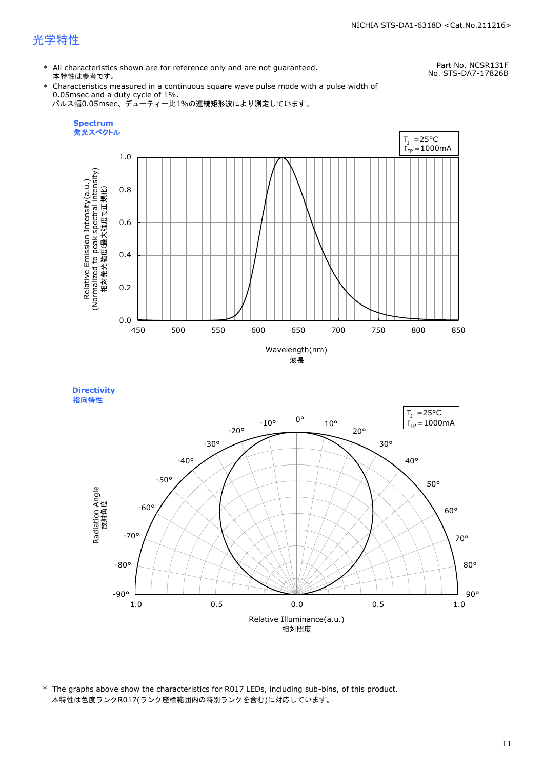# 光学特性

Part No. NCSR131F
No. STS-DA7-17826B

* All characteristics shown are for reference only and are not guaranteed.
  本特性は参考です。
* Characteristics measured in a continuous square wave pulse mode with a pulse width of 0.05msec and a duty cycle of 1%.
  パルス幅0.05msec、デューティー比1%の連続矩形波により測定しています。

**Spectrum**
**発光スペクトル**

$T_J$ =25°C
$I_{FP}$ =1000mA

Relative Emission Intensity(a.u.)
(Normalized to peak spectral intensity)
相対発光強度(最大強度で正規化)

Wavelength(nm)
波長

**Directivity**
**指向特性**

$T_J$ =25°C
$I_{FP}$ =1000mA

Radiation Angle
放射角度

Relative Illuminance(a.u.)
相対照度

* The graphs above show the characteristics for R017 LEDs, including sub-bins, of this product.
  本特性は色度ランクR017(ランク座標範囲内の特別ランクを含む)に対応しています。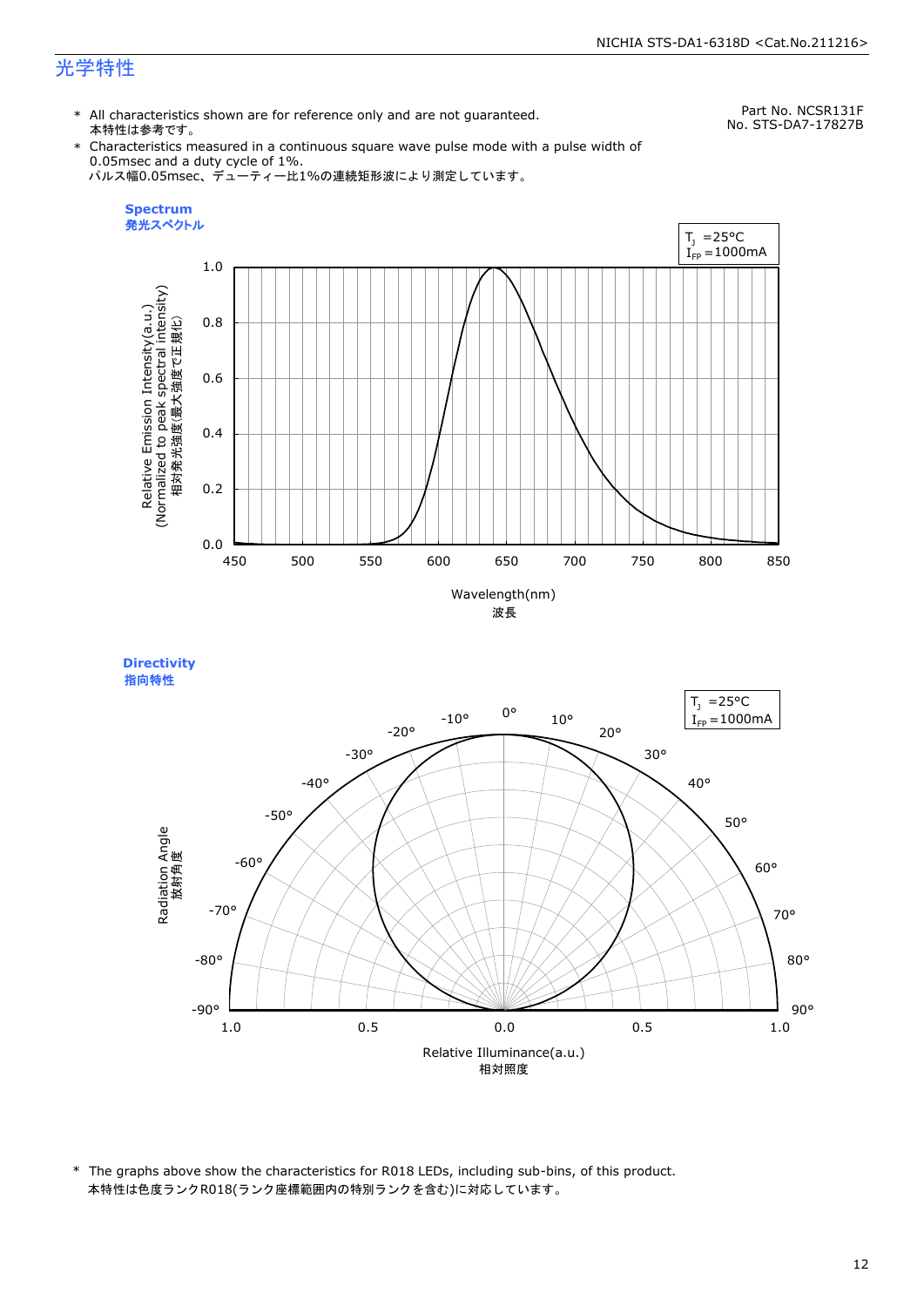# 光学特性

Part No. NCSR131F
No. STS-DA7-17827B

* All characteristics shown are for reference only and are not guaranteed.
  本特性は参考です。
* Characteristics measured in a continuous square wave pulse mode with a pulse width of 0.05msec and a duty cycle of 1%.
  パルス幅0.05msec、デューティー比1%の連続矩形波により測定しています。

**Spectrum**
**発光スペクトル**

$T_J$ =25°C
$I_{FP}$ =1000mA

Relative Emission Intensity(a.u.)
(Normalized to peak spectral intensity)
相対発光強度(最大強度で正規化)

Wavelength(nm)
波長

**Directivity**
**指向特性**

$T_J$ =25°C
$I_{FP}$ =1000mA

Radiation Angle
放射角度

Relative Illuminance(a.u.)
相対照度

* The graphs above show the characteristics for R018 LEDs, including sub-bins, of this product.
  本特性は色度ランクR018(ランク座標範囲内の特別ランクを含む)に対応しています。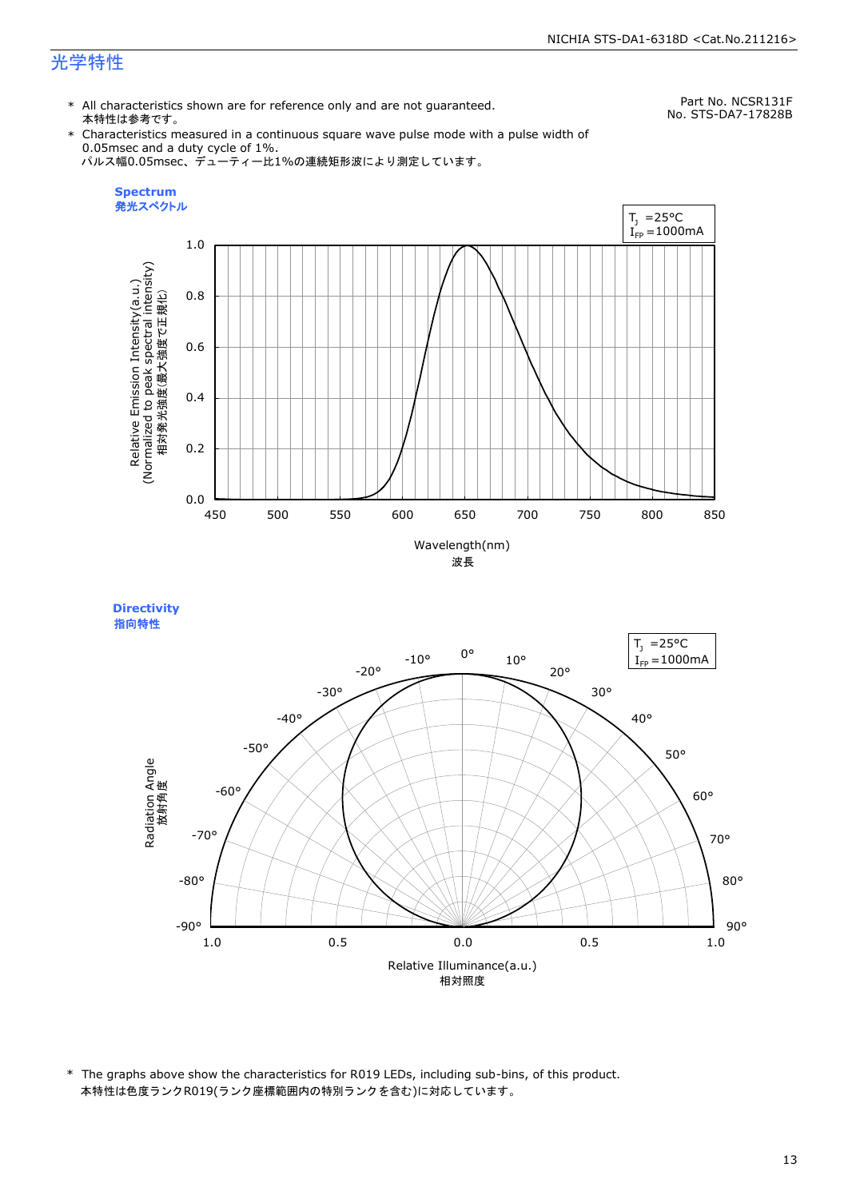# 光学特性

Part No. NCSR131F
No. STS-DA7-17828B

\* All characteristics shown are for reference only and are not guaranteed.
本特性は参考です。

\* Characteristics measured in a continuous square wave pulse mode with a pulse width of 0.05msec and a duty cycle of 1%.
パルス幅0.05msec、デューティー比1%の連続矩形波により測定しています。

**Spectrum**
**発光スペクトル**

$T_J$ =25°C
$I_{FP}$ =1000mA

Relative Emission Intensity(a.u.)
(Normalized to peak spectral intensity)
相対発光強度(最大強度で正規化)

Wavelength(nm)
波長

**Directivity**
**指向特性**

$T_J$ =25°C
$I_{FP}$ =1000mA

Radiation Angle
放射角度

Relative Illuminance(a.u.)
相対照度

\* The graphs above show the characteristics for R019 LEDs, including sub-bins, of this product.
本特性は色度ランクR019(ランク座標範囲内の特別ランクを含む)に対応しています。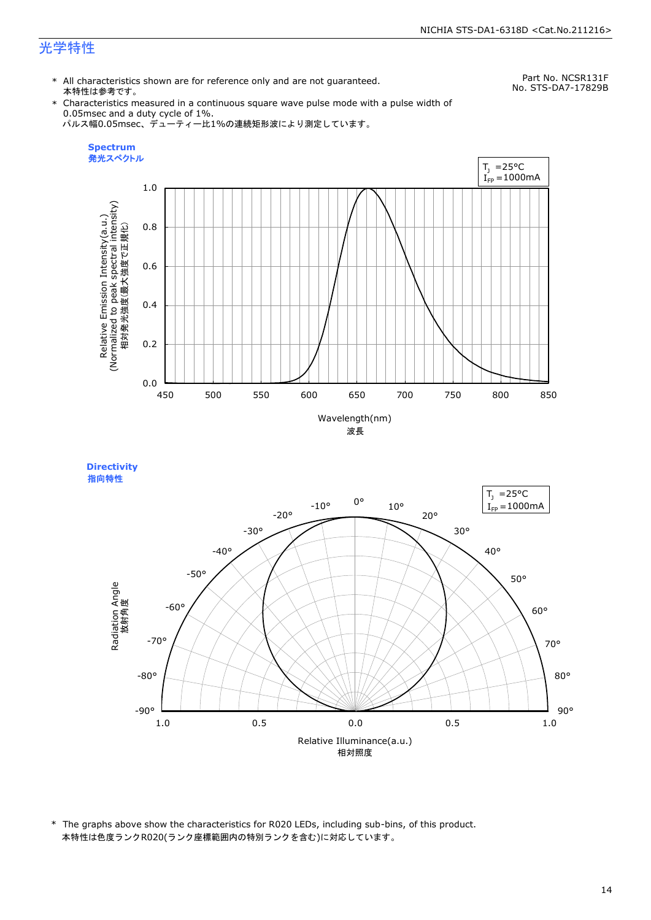# 光学特性

Part No. NCSR131F
No. STS-DA7-17829B

* All characteristics shown are for reference only and are not guaranteed.
  本特性は参考です。
* Characteristics measured in a continuous square wave pulse mode with a pulse width of 0.05msec and a duty cycle of 1%.
  パルス幅0.05msec、デューティー比1%の連続矩形波により測定しています。

**Spectrum**
**発光スペクトル**

$T_J$ =25°C
$I_{FP}$ =1000mA

Relative Emission Intensity(a.u.)
(Normalized to peak spectral intensity)
相対発光強度(最大強度で正規化)

Wavelength(nm)
波長

**Directivity**
**指向特性**

$T_J$ =25°C
$I_{FP}$ =1000mA

Radiation Angle
放射角度

Relative Illuminance(a.u.)
相対照度

* The graphs above show the characteristics for R020 LEDs, including sub-bins, of this product.
  本特性は色度ランクR020(ランク座標範囲内の特別ランクを含む)に対応しています。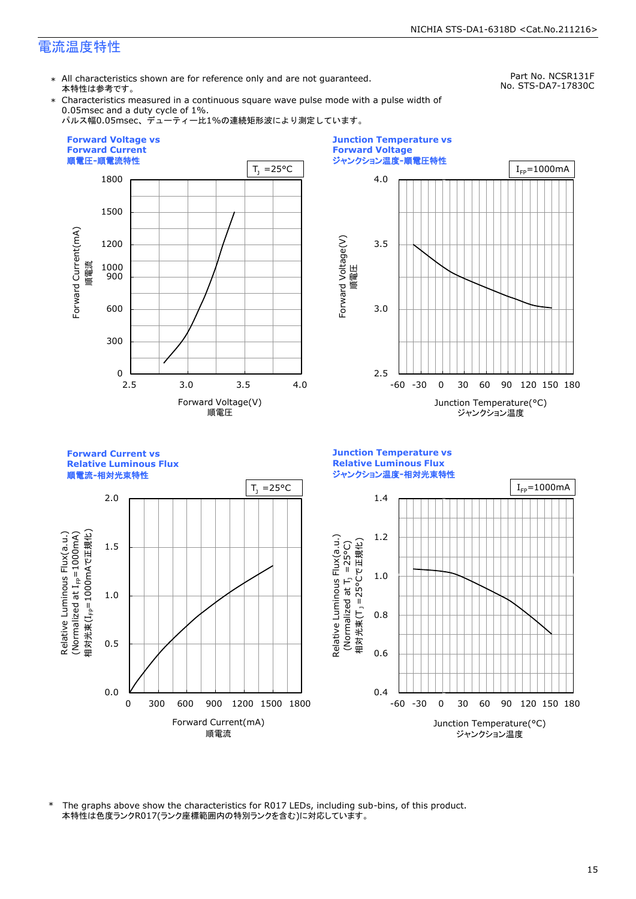# 電流温度特性

Part No. NCSR131F
No. STS-DA7-17830C

- ＊ All characteristics shown are for reference only and are not guaranteed.
  本特性は参考です。
- ＊ Characteristics measured in a continuous square wave pulse mode with a pulse width of 0.05msec and a duty cycle of 1%.
  パルス幅0.05msec、デューティー比1%の連続矩形波により測定しています。

**Forward Voltage vs Forward Current**
**順電圧-順電流特性**

$T_J$ =25°C

Forward Current(mA) 順電流 / Forward Voltage(V) 順電圧

**Junction Temperature vs Forward Voltage**
**ジャンクション温度-順電圧特性**

$I_{FP}$=1000mA

Forward Voltage(V) 順電圧 / Junction Temperature(°C) ジャンクション温度

**Forward Current vs Relative Luminous Flux**
**順電流-相対光束特性**

$T_J$ =25°C

Relative Luminous Flux(a.u.) (Normalized at $I_{FP}$=1000mA) 相対光束($I_{FP}$=1000mAで正規化) / Forward Current(mA) 順電流

**Junction Temperature vs Relative Luminous Flux**
**ジャンクション温度-相対光束特性**

$I_{FP}$=1000mA

Relative Luminous Flux(a.u.) (Normalized at $T_J$ =25°C) 相対光束($T_J$ =25°Cで正規化) / Junction Temperature(°C) ジャンクション温度

＊ The graphs above show the characteristics for R017 LEDs, including sub-bins, of this product.
本特性は色度ランクR017(ランク座標範囲内の特別ランクを含む)に対応しています。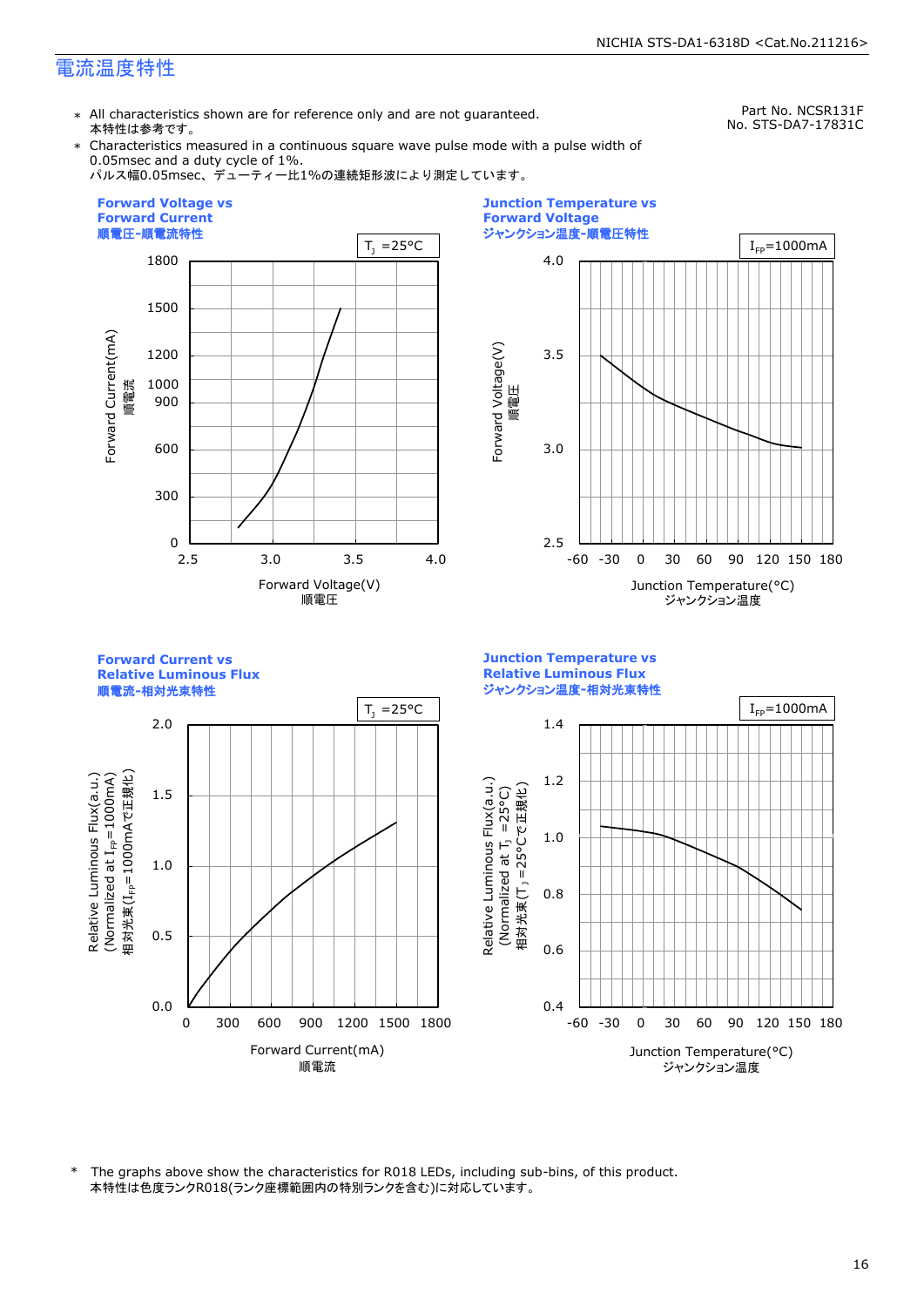# 電流温度特性

Part No. NCSR131F
No. STS-DA7-17831C

* All characteristics shown are for reference only and are not guaranteed.
本特性は参考です。
* Characteristics measured in a continuous square wave pulse mode with a pulse width of 0.05msec and a duty cycle of 1%.
パルス幅0.05msec、デューティー比1%の連続矩形波により測定しています。

**Forward Voltage vs Forward Current**
**順電圧-順電流特性**

$T_J$ =25°C

Forward Current(mA) 順電流 (0, 300, 600, 900, 1000, 1200, 1500, 1800)
Forward Voltage(V) 順電圧 (2.5, 3.0, 3.5, 4.0)

**Junction Temperature vs Forward Voltage**
**ジャンクション温度-順電圧特性**

$I_{FP}$=1000mA

Forward Voltage(V) 順電圧 (2.5, 3.0, 3.5, 4.0)
Junction Temperature(°C) ジャンクション温度 (-60, -30, 0, 30, 60, 90, 120, 150, 180)

**Forward Current vs Relative Luminous Flux**
**順電流-相対光束特性**

$T_J$ =25°C

Relative Luminous Flux(a.u.) (Normalized at $I_{FP}$=1000mA) 相対光束($I_{FP}$=1000mAで正規化) (0.0, 0.5, 1.0, 1.5, 2.0)
Forward Current(mA) 順電流 (0, 300, 600, 900, 1200, 1500, 1800)

**Junction Temperature vs Relative Luminous Flux**
**ジャンクション温度-相対光束特性**

$I_{FP}$=1000mA

Relative Luminous Flux(a.u.) (Normalized at $T_J$ =25°C) 相対光束($T_J$ =25°Cで正規化) (0.4, 0.6, 0.8, 1.0, 1.2, 1.4)
Junction Temperature(°C) ジャンクション温度 (-60, -30, 0, 30, 60, 90, 120, 150, 180)

* The graphs above show the characteristics for R018 LEDs, including sub-bins, of this product.
本特性は色度ランクR018(ランク座標範囲内の特別ランクを含む)に対応しています。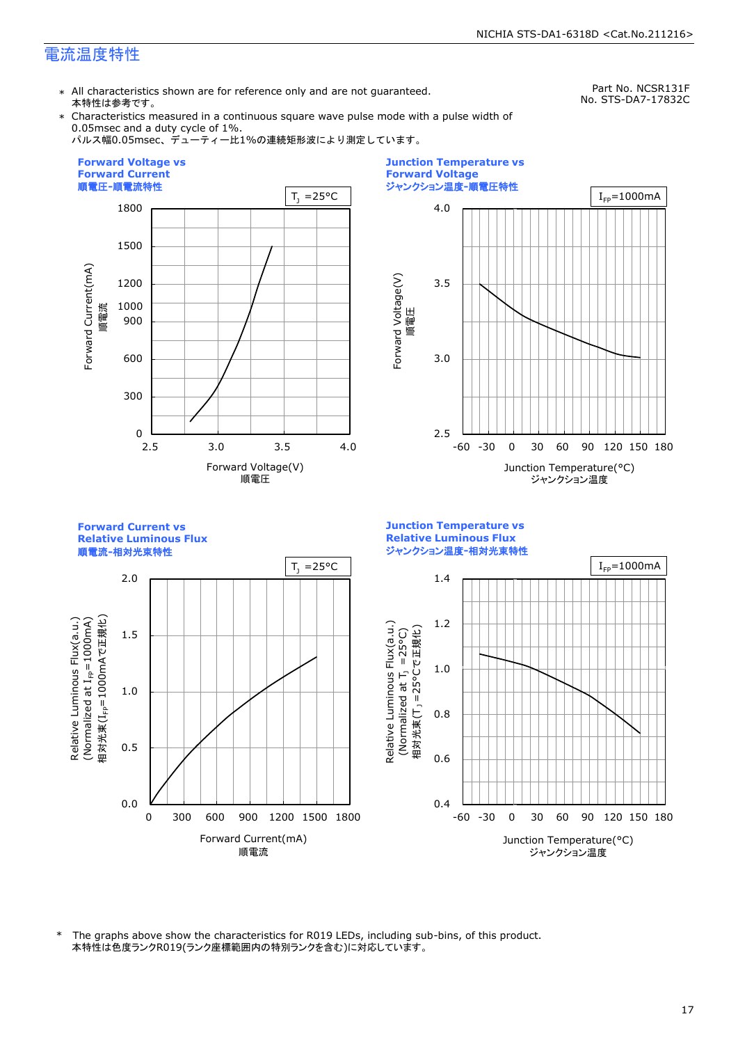## 電流温度特性

Part No. NCSR131F
No. STS-DA7-17832C

- \* All characteristics shown are for reference only and are not guaranteed.
  本特性は参考です。
- \* Characteristics measured in a continuous square wave pulse mode with a pulse width of 0.05msec and a duty cycle of 1%.
  パルス幅0.05msec、デューティー比1%の連続矩形波により測定しています。

**Forward Voltage vs Forward Current**
**順電圧-順電流特性**

$T_J$ =25°C

Forward Current(mA) 順電流 (0, 300, 600, 900, 1000, 1200, 1500, 1800)
Forward Voltage(V) 順電圧 (2.5, 3.0, 3.5, 4.0)

**Junction Temperature vs Forward Voltage**
**ジャンクション温度-順電圧特性**

$I_{FP}$=1000mA

Forward Voltage(V) 順電圧 (2.5, 3.0, 3.5, 4.0)
Junction Temperature(°C) ジャンクション温度 (-60, -30, 0, 30, 60, 90, 120, 150, 180)

**Forward Current vs Relative Luminous Flux**
**順電流-相対光束特性**

$T_J$ =25°C

Relative Luminous Flux(a.u.) (Normalized at $I_{FP}$=1000mA) 相対光束($I_{FP}$=1000mAで正規化) (0.0, 0.5, 1.0, 1.5, 2.0)
Forward Current(mA) 順電流 (0, 300, 600, 900, 1200, 1500, 1800)

**Junction Temperature vs Relative Luminous Flux**
**ジャンクション温度-相対光束特性**

$I_{FP}$=1000mA

Relative Luminous Flux(a.u.) (Normalized at $T_J$ =25°C) 相対光束($T_J$ =25°Cで正規化) (0.4, 0.6, 0.8, 1.0, 1.2, 1.4)
Junction Temperature(°C) ジャンクション温度 (-60, -30, 0, 30, 60, 90, 120, 150, 180)

\* The graphs above show the characteristics for R019 LEDs, including sub-bins, of this product.
本特性は色度ランクR019(ランク座標範囲内の特別ランクを含む)に対応しています。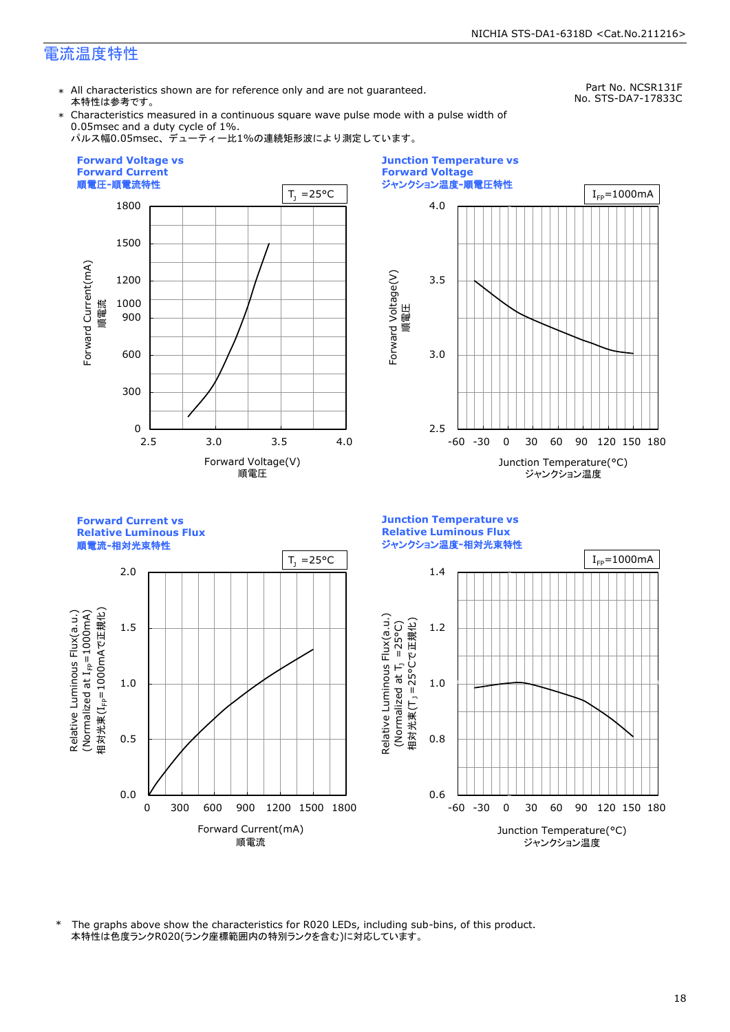# 電流温度特性

Part No. NCSR131F
No. STS-DA7-17833C

- ∗ All characteristics shown are for reference only and are not guaranteed.
  本特性は参考です。
- ∗ Characteristics measured in a continuous square wave pulse mode with a pulse width of 0.05msec and a duty cycle of 1%.
  パルス幅0.05msec、デューティー比1%の連続矩形波により測定しています。

**Forward Voltage vs Forward Current**
**順電圧-順電流特性**

$T_J$ =25°C

Forward Voltage(V) 順電圧 / Forward Current(mA) 順電流

**Junction Temperature vs Forward Voltage**
**ジャンクション温度-順電圧特性**

$I_{FP}$=1000mA

Junction Temperature(°C) ジャンクション温度 / Forward Voltage(V) 順電圧

**Forward Current vs Relative Luminous Flux**
**順電流-相対光束特性**

$T_J$ =25°C

Forward Current(mA) 順電流 / Relative Luminous Flux(a.u.) (Normalized at $I_{FP}$=1000mA) 相対光束($I_{FP}$=1000mAで正規化)

**Junction Temperature vs Relative Luminous Flux**
**ジャンクション温度-相対光束特性**

$I_{FP}$=1000mA

Junction Temperature(°C) ジャンクション温度 / Relative Luminous Flux(a.u.) (Normalized at $T_J$ =25°C) 相対光束($T_J$ =25°Cで正規化)

\* The graphs above show the characteristics for R020 LEDs, including sub-bins, of this product.
本特性は色度ランクR020(ランク座標範囲内の特別ランクを含む)に対応しています。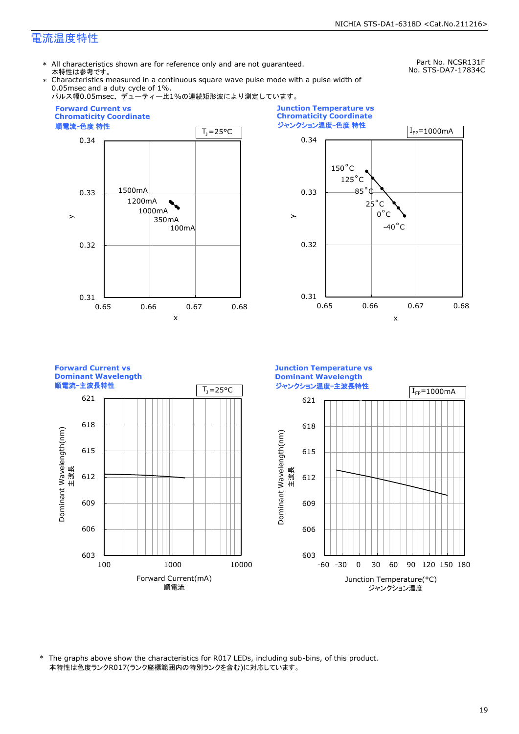# 電流温度特性

Part No. NCSR131F
No. STS-DA7-17834C

* All characteristics shown are for reference only and are not guaranteed.
  本特性は参考です。
* Characteristics measured in a continuous square wave pulse mode with a pulse width of 0.05msec and a duty cycle of 1%.
  パルス幅0.05msec、デューティー比1%の連続矩形波により測定しています。

**Forward Current vs Chromaticity Coordinate**
**順電流-色度 特性**

$T_J$=25°C

**Junction Temperature vs Chromaticity Coordinate**
**ジャンクション温度-色度 特性**

$I_{FP}$=1000mA

**Forward Current vs Dominant Wavelength**
**順電流-主波長特性**

$T_J$=25°C

**Junction Temperature vs Dominant Wavelength**
**ジャンクション温度-主波長特性**

$I_{FP}$=1000mA

* The graphs above show the characteristics for R017 LEDs, including sub-bins, of this product.
  本特性は色度ランクR017(ランク座標範囲内の特別ランクを含む)に対応しています。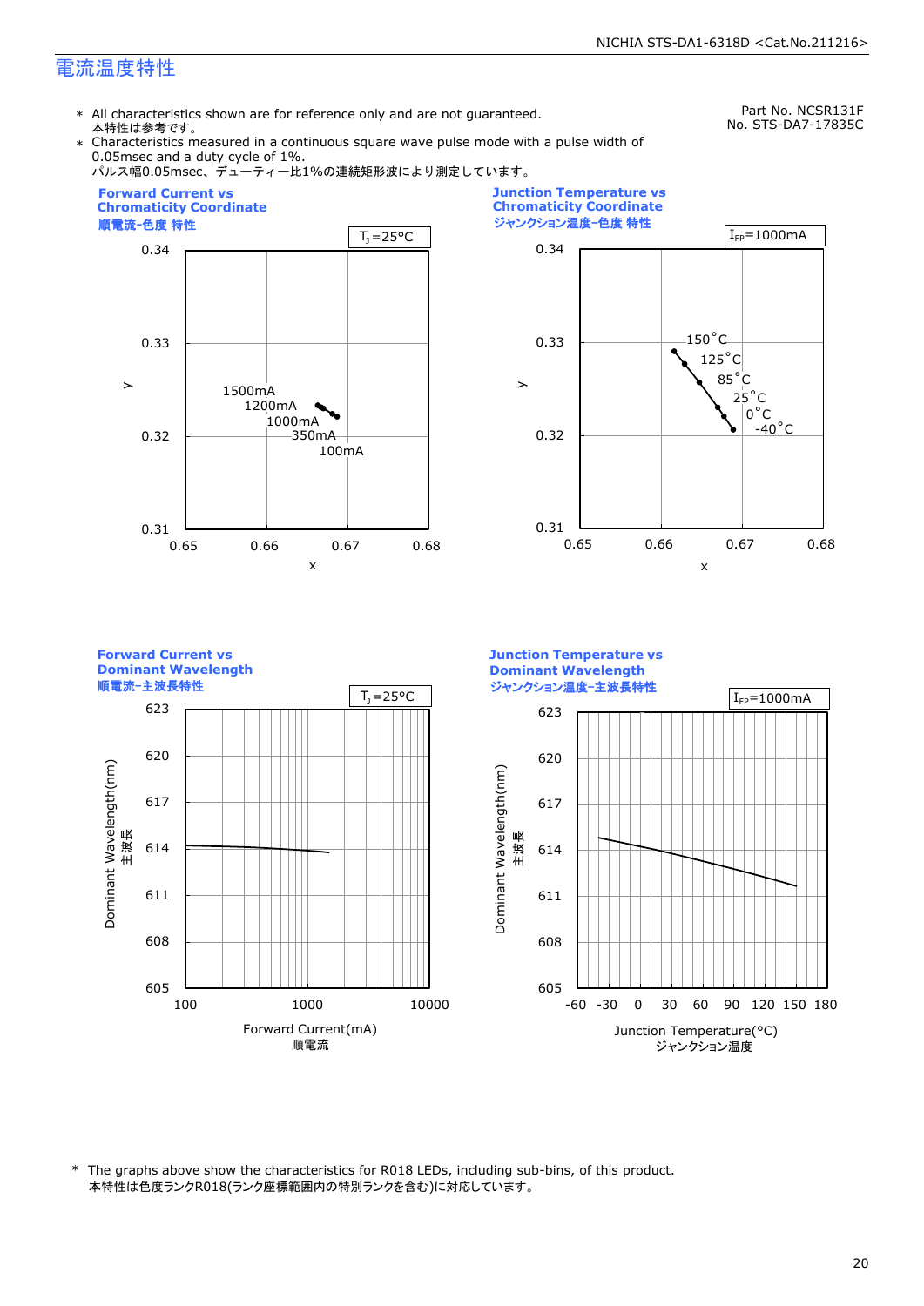# 電流温度特性

Part No. NCSR131F
No. STS-DA7-17835C

* All characteristics shown are for reference only and are not guaranteed.
  本特性は参考です。
* Characteristics measured in a continuous square wave pulse mode with a pulse width of 0.05msec and a duty cycle of 1%.
  パルス幅0.05msec、デューティー比1%の連続矩形波により測定しています。

**Forward Current vs Chromaticity Coordinate**
**順電流-色度 特性**

$T_J$=25°C

y: 0.31 – 0.34; x: 0.65 – 0.68

1500mA, 1200mA, 1000mA, 350mA, 100mA

**Junction Temperature vs Chromaticity Coordinate**
**ジャンクション温度-色度 特性**

$I_{FP}$=1000mA

y: 0.31 – 0.34; x: 0.65 – 0.68

150°C, 125°C, 85°C, 25°C, 0°C, -40°C

**Forward Current vs Dominant Wavelength**
**順電流-主波長特性**

$T_J$=25°C

Dominant Wavelength(nm) 主波長: 605 – 623

Forward Current(mA) 順電流: 100 – 10000

**Junction Temperature vs Dominant Wavelength**
**ジャンクション温度-主波長特性**

$I_{FP}$=1000mA

Dominant Wavelength(nm) 主波長: 605 – 623

Junction Temperature(°C) ジャンクション温度: -60 – 180

* The graphs above show the characteristics for R018 LEDs, including sub-bins, of this product.
  本特性は色度ランクR018(ランク座標範囲内の特別ランクを含む)に対応しています。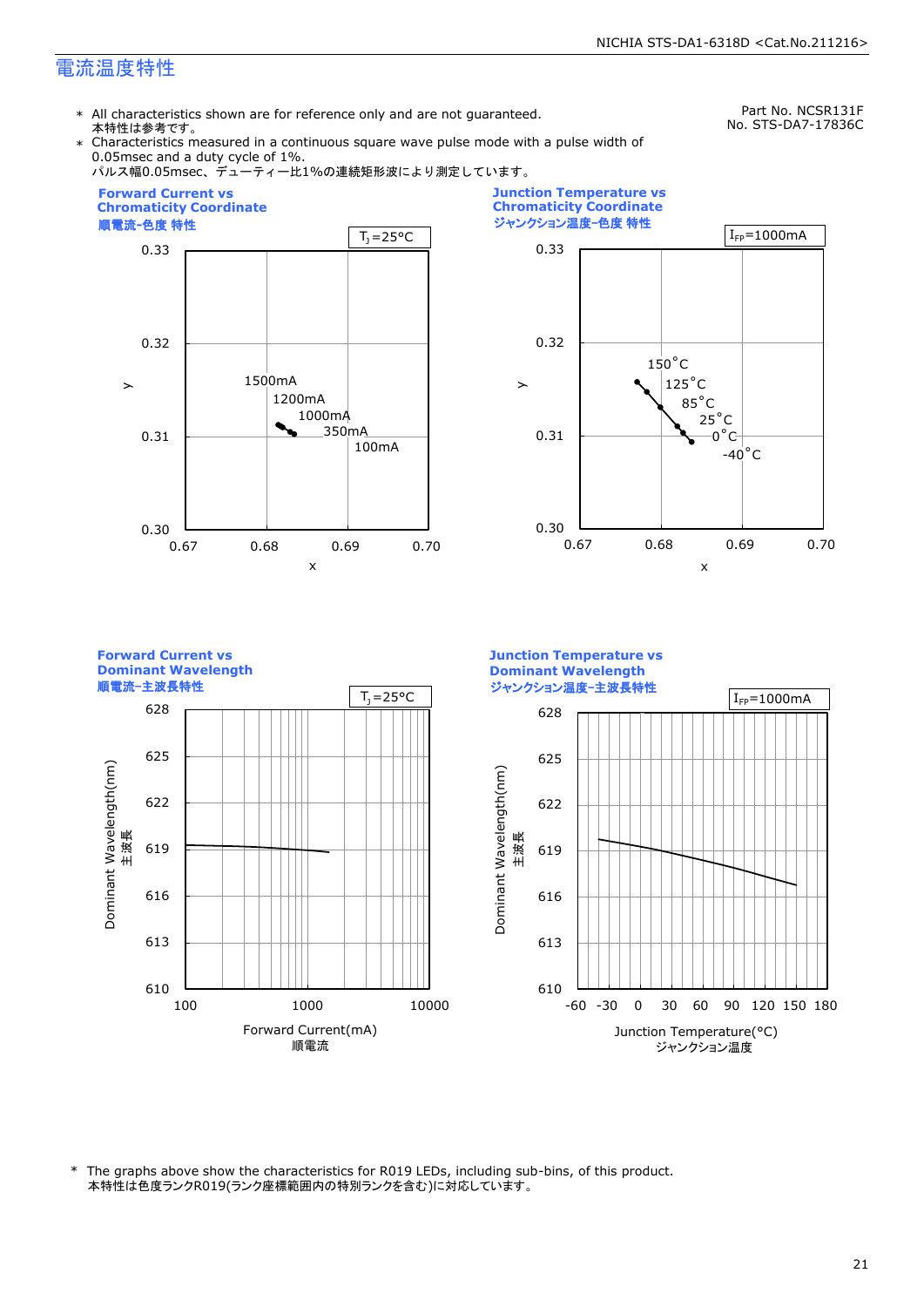## 電流温度特性

Part No. NCSR131F
No. STS-DA7-17836C

\* All characteristics shown are for reference only and are not guaranteed.
本特性は参考です。

\* Characteristics measured in a continuous square wave pulse mode with a pulse width of 0.05msec and a duty cycle of 1%.
パルス幅0.05msec、デューティー比1%の連続矩形波により測定しています。

**Forward Current vs Chromaticity Coordinate**
**順電流-色度 特性**

$T_J$=25°C

y axis: 0.30 – 0.33; x axis: 0.67 – 0.70
Labels: 1500mA, 1200mA, 1000mA, 350mA, 100mA

**Junction Temperature vs Chromaticity Coordinate**
**ジャンクション温度-色度 特性**

$I_{FP}$=1000mA

y axis: 0.30 – 0.33; x axis: 0.67 – 0.70
Labels: 150°C, 125°C, 85°C, 25°C, 0°C, -40°C

**Forward Current vs Dominant Wavelength**
**順電流-主波長特性**

$T_J$=25°C

Dominant Wavelength(nm) 主波長: 610 – 628
Forward Current(mA) 順電流: 100 – 10000

**Junction Temperature vs Dominant Wavelength**
**ジャンクション温度-主波長特性**

$I_{FP}$=1000mA

Dominant Wavelength(nm) 主波長: 610 – 628
Junction Temperature(°C) ジャンクション温度: -60 – 180

\* The graphs above show the characteristics for R019 LEDs, including sub-bins, of this product.
本特性は色度ランクR019(ランク座標範囲内の特別ランクを含む)に対応しています。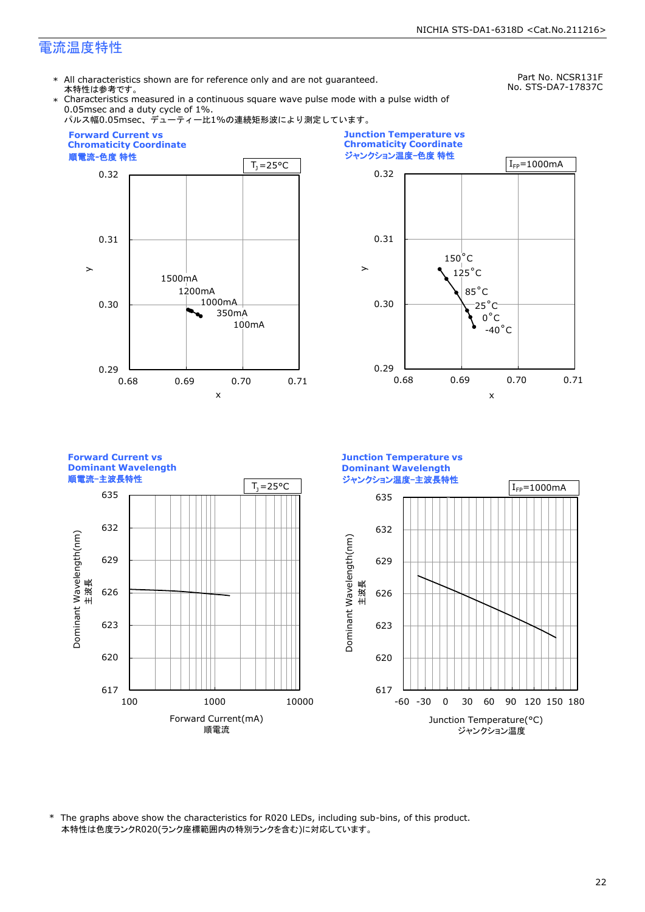# 電流温度特性

Part No. NCSR131F
No. STS-DA7-17837C

\* All characteristics shown are for reference only and are not guaranteed.
本特性は参考です。

\* Characteristics measured in a continuous square wave pulse mode with a pulse width of 0.05msec and a duty cycle of 1%.
パルス幅0.05msec、デューティー比1%の連続矩形波により測定しています。

**Forward Current vs Chromaticity Coordinate**
**順電流-色度 特性**

$T_J$=25°C

**Junction Temperature vs Chromaticity Coordinate**
**ジャンクション温度-色度 特性**

$I_{FP}$=1000mA

**Forward Current vs Dominant Wavelength**
**順電流-主波長特性**

$T_J$=25°C

**Junction Temperature vs Dominant Wavelength**
**ジャンクション温度-主波長特性**

$I_{FP}$=1000mA

\* The graphs above show the characteristics for R020 LEDs, including sub-bins, of this product.
本特性は色度ランクR020(ランク座標範囲内の特別ランクを含む)に対応しています。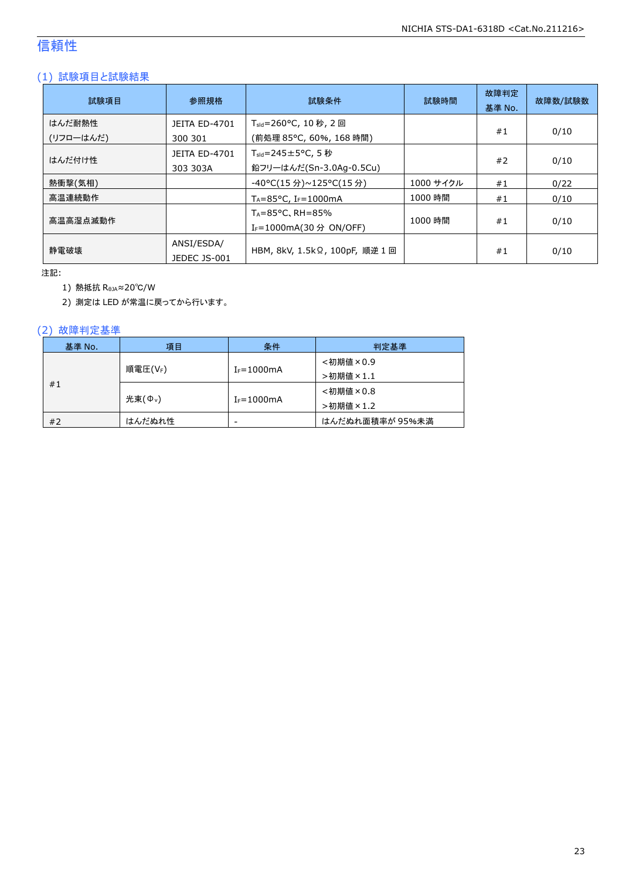# 信頼性

## (1) 試験項目と試験結果

| 試験項目 | 参照規格 | 試験条件 | 試験時間 | 故障判定基準 No. | 故障数/試験数 |
|---|---|---|---|---|---|
| はんだ耐熱性 (リフローはんだ) | JEITA ED-4701 300 301 | $T_{sld}$=260°C, 10 秒, 2 回 (前処理 85°C, 60%, 168 時間) | | #1 | 0/10 |
| はんだ付け性 | JEITA ED-4701 303 303A | $T_{sld}$=245±5°C, 5 秒 鉛フリーはんだ(Sn-3.0Ag-0.5Cu) | | #2 | 0/10 |
| 熱衝撃(気相) | | -40°C(15 分)~125°C(15 分) | 1000 サイクル | #1 | 0/22 |
| 高温連続動作 | | $T_A$=85°C, $I_F$=1000mA | 1000 時間 | #1 | 0/10 |
| 高温高湿点滅動作 | | $T_A$=85°C、RH=85% $I_F$=1000mA(30 分 ON/OFF) | 1000 時間 | #1 | 0/10 |
| 静電破壊 | ANSI/ESDA/ JEDEC JS-001 | HBM, 8kV, 1.5kΩ, 100pF, 順逆 1 回 | | #1 | 0/10 |

注記:

1) 熱抵抗 $R_{\theta JA}$≈20℃/W

2) 測定は LED が常温に戻ってから行います。

## (2) 故障判定基準

| 基準 No. | 項目 | 条件 | 判定基準 |
|---|---|---|---|
| #1 | 順電圧($V_F$) | $I_F$=1000mA | <初期値×0.9 >初期値×1.1 |
| | 光束($\Phi_v$) | $I_F$=1000mA | <初期値×0.8 >初期値×1.2 |
| #2 | はんだぬれ性 | - | はんだぬれ面積率が 95%未満 |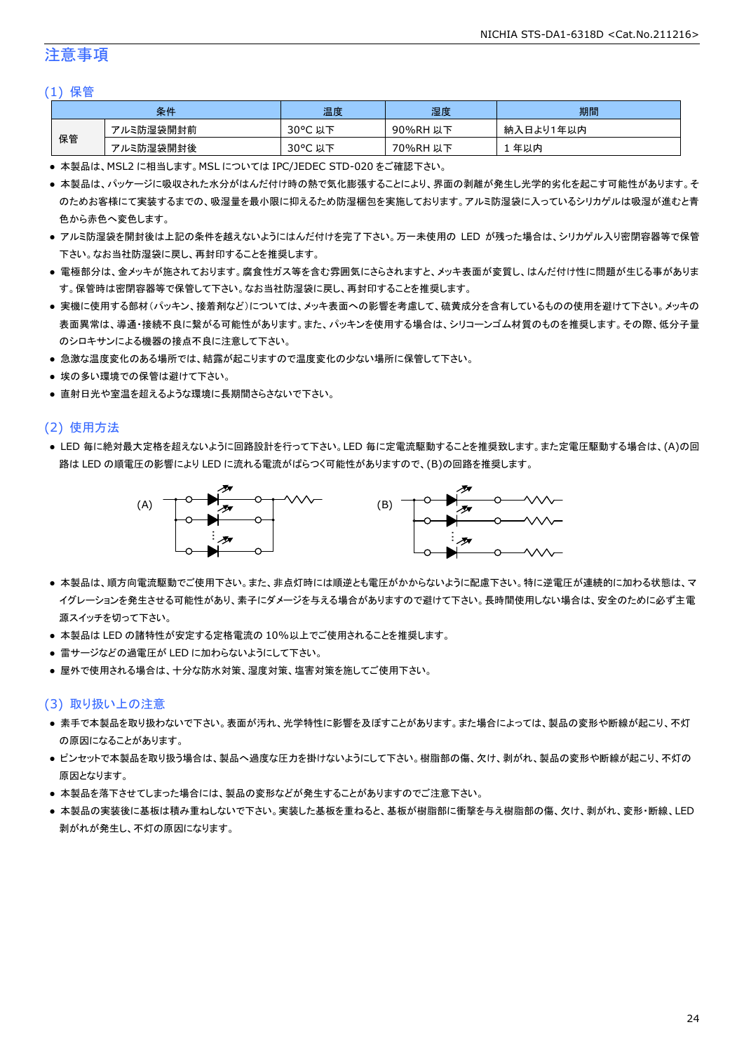## 注意事項

### (1) 保管

| 条件 | | 温度 | 湿度 | 期間 |
|---|---|---|---|---|
| 保管 | アルミ防湿袋開封前 | 30°C 以下 | 90%RH 以下 | 納入日より1年以内 |
| | アルミ防湿袋開封後 | 30°C 以下 | 70%RH 以下 | 1 年以内 |

- 本製品は、MSL2 に相当します。MSL については IPC/JEDEC STD-020 をご確認下さい。
- 本製品は、パッケージに吸収された水分がはんだ付け時の熱で気化膨張することにより、界面の剥離が発生し光学的劣化を起こす可能性があります。そのためお客様にて実装するまでの、吸湿量を最小限に抑えるため防湿梱包を実施しております。アルミ防湿袋に入っているシリカゲルは吸湿が進むと青色から赤色へ変色します。
- アルミ防湿袋を開封後は上記の条件を越えないようにはんだ付けを完了下さい。万一未使用の LED が残った場合は、シリカゲル入り密閉容器等で保管下さい。なお当社防湿袋に戻し、再封印することを推奨します。
- 電極部分は、金メッキが施されております。腐食性ガス等を含む雰囲気にさらされますと、メッキ表面が変質し、はんだ付け性に問題が生じる事があります。保管時は密閉容器等で保管して下さい。なお当社防湿袋に戻し、再封印することを推奨します。
- 実機に使用する部材(パッキン、接着剤など)については、メッキ表面への影響を考慮して、硫黄成分を含有しているものの使用を避けて下さい。メッキの表面異常は、導通・接続不良に繋がる可能性があります。また、パッキンを使用する場合は、シリコーンゴム材質のものを推奨します。その際、低分子量のシロキサンによる機器の接点不良に注意して下さい。
- 急激な温度変化のある場所では、結露が起こりますので温度変化の少ない場所に保管して下さい。
- 埃の多い環境での保管は避けて下さい。
- 直射日光や室温を超えるような環境に長期間さらさないで下さい。

### (2) 使用方法

- LED 毎に絶対最大定格を超えないように回路設計を行って下さい。LED 毎に定電流駆動することを推奨致します。また定電圧駆動する場合は、(A)の回路は LED の順電圧の影響により LED に流れる電流がばらつく可能性がありますので、(B)の回路を推奨します。

(A)　　(B)

- 本製品は、順方向電流駆動でご使用下さい。また、非点灯時には順逆とも電圧がかからないように配慮下さい。特に逆電圧が連続的に加わる状態は、マイグレーションを発生させる可能性があり、素子にダメージを与える場合がありますので避けて下さい。長時間使用しない場合は、安全のために必ず主電源スイッチを切って下さい。
- 本製品は LED の諸特性が安定する定格電流の 10%以上でご使用されることを推奨します。
- 雷サージなどの過電圧が LED に加わらないようにして下さい。
- 屋外で使用される場合は、十分な防水対策、湿度対策、塩害対策を施してご使用下さい。

### (3) 取り扱い上の注意

- 素手で本製品を取り扱わないで下さい。表面が汚れ、光学特性に影響を及ぼすことがあります。また場合によっては、製品の変形や断線が起こり、不灯の原因になることがあります。
- ピンセットで本製品を取り扱う場合は、製品へ過度な圧力を掛けないようにして下さい。樹脂部の傷、欠け、剥がれ、製品の変形や断線が起こり、不灯の原因となります。
- 本製品を落下させてしまった場合には、製品の変形などが発生することがありますのでご注意下さい。
- 本製品の実装後に基板は積み重ねしないで下さい。実装した基板を重ねると、基板が樹脂部に衝撃を与え樹脂部の傷、欠け、剥がれ、変形・断線、LED 剥がれが発生し、不灯の原因になります。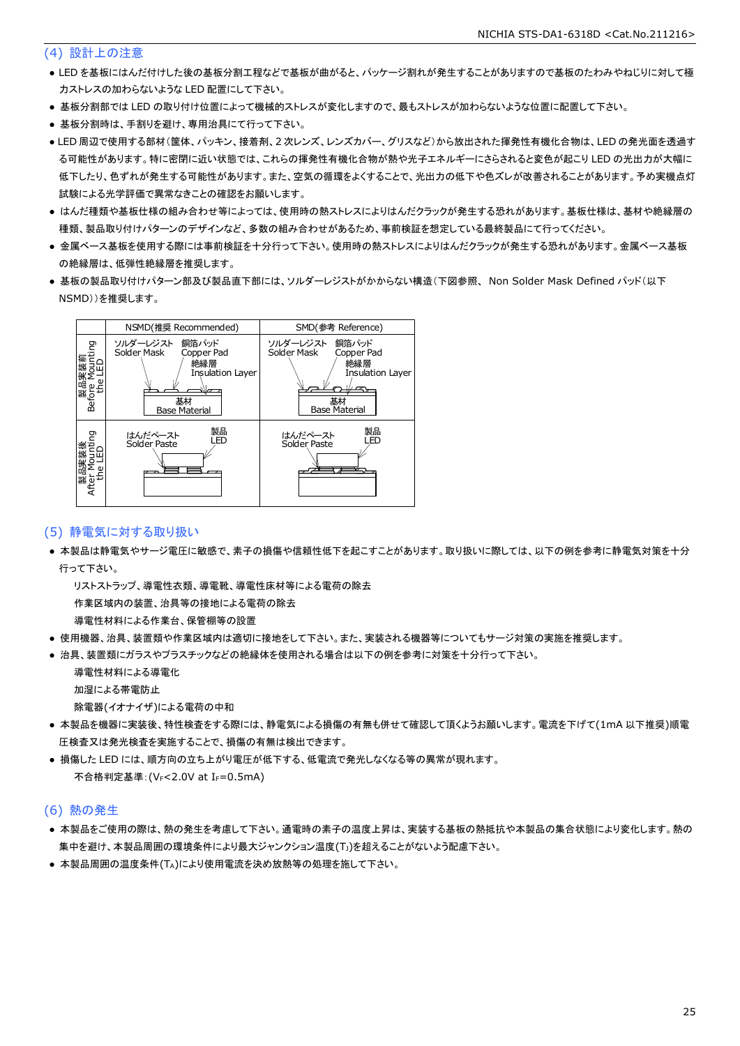## (4) 設計上の注意

- LED を基板にはんだ付けした後の基板分割工程などで基板が曲がると、パッケージ割れが発生することがありますので基板のたわみやねじりに対して極力ストレスの加わらないような LED 配置にして下さい。
- 基板分割部では LED の取り付け位置によって機械的ストレスが変化しますので、最もストレスが加わらないような位置に配置して下さい。
- 基板分割時は、手割りを避け、専用治具にて行って下さい。
- LED 周辺で使用する部材（筐体、パッキン、接着剤、2 次レンズ、レンズカバー、グリスなど）から放出された揮発性有機化合物は、LED の発光面を透過する可能性があります。特に密閉に近い状態では、これらの揮発性有機化合物が熱や光子エネルギーにさらされると変色が起こり LED の光出力が大幅に低下したり、色ずれが発生する可能性があります。また、空気の循環をよくすることで、光出力の低下や色ズレが改善されることがあります。予め実機点灯試験による光学評価で異常なきことの確認をお願いします。
- はんだ種類や基板仕様の組み合わせ等によっては、使用時の熱ストレスによりはんだクラックが発生する恐れがあります。基板仕様は、基材や絶縁層の種類、製品取り付けパターンのデザインなど、多数の組み合わせがあるため、事前検証を想定している最終製品にて行ってください。
- 金属ベース基板を使用する際には事前検証を十分行って下さい。使用時の熱ストレスによりはんだクラックが発生する恐れがあります。金属ベース基板の絶縁層は、低弾性絶縁層を推奨します。
- 基板の製品取り付けパターン部及び製品直下部には、ソルダーレジストがかからない構造（下図参照、 Non Solder Mask Defined パッド（以下 NSMD））を推奨します。

| | NSMD(推奨 Recommended) | SMD(参考 Reference) |
|---|---|---|
| 製品実装前 Before Mounting the LED | ソルダーレジスト Solder Mask / 銅箔パッド Copper Pad / 絶縁層 Insulation Layer / 基材 Base Material | ソルダーレジスト Solder Mask / 銅箔パッド Copper Pad / 絶縁層 Insulation Layer / 基材 Base Material |
| 製品実装後 After Mounting the LED | はんだペースト Solder Paste / 製品 LED | はんだペースト Solder Paste / 製品 LED |

## (5) 静電気に対する取り扱い

- 本製品は静電気やサージ電圧に敏感で、素子の損傷や信頼性低下を起こすことがあります。取り扱いに際しては、以下の例を参考に静電気対策を十分行って下さい。

  リストストラップ、導電性衣類、導電靴、導電性床材等による電荷の除去

  作業区域内の装置、治具等の接地による電荷の除去

  導電性材料による作業台、保管棚等の設置
- 使用機器、治具、装置類や作業区域内は適切に接地をして下さい。また、実装される機器等についてもサージ対策の実施を推奨します。
- 治具、装置類にガラスやプラスチックなどの絶縁体を使用される場合は以下の例を参考に対策を十分行って下さい。

  導電性材料による導電化

  加湿による帯電防止

  除電器(イオナイザ)による電荷の中和
- 本製品を機器に実装後、特性検査をする際には、静電気による損傷の有無も併せて確認して頂くようお願いします。電流を下げて(1mA 以下推奨)順電圧検査又は発光検査を実施することで、損傷の有無は検出できます。
- 損傷した LED には、順方向の立ち上がり電圧が低下する、低電流で発光しなくなる等の異常が現れます。

  不合格判定基準：($V_F$<2.0V at $I_F$=0.5mA)

## (6) 熱の発生

- 本製品をご使用の際は、熱の発生を考慮して下さい。通電時の素子の温度上昇は、実装する基板の熱抵抗や本製品の集合状態により変化します。熱の集中を避け、本製品周囲の環境条件により最大ジャンクション温度($T_J$)を超えることがないよう配慮下さい。
- 本製品周囲の温度条件($T_A$)により使用電流を決め放熱等の処理を施して下さい。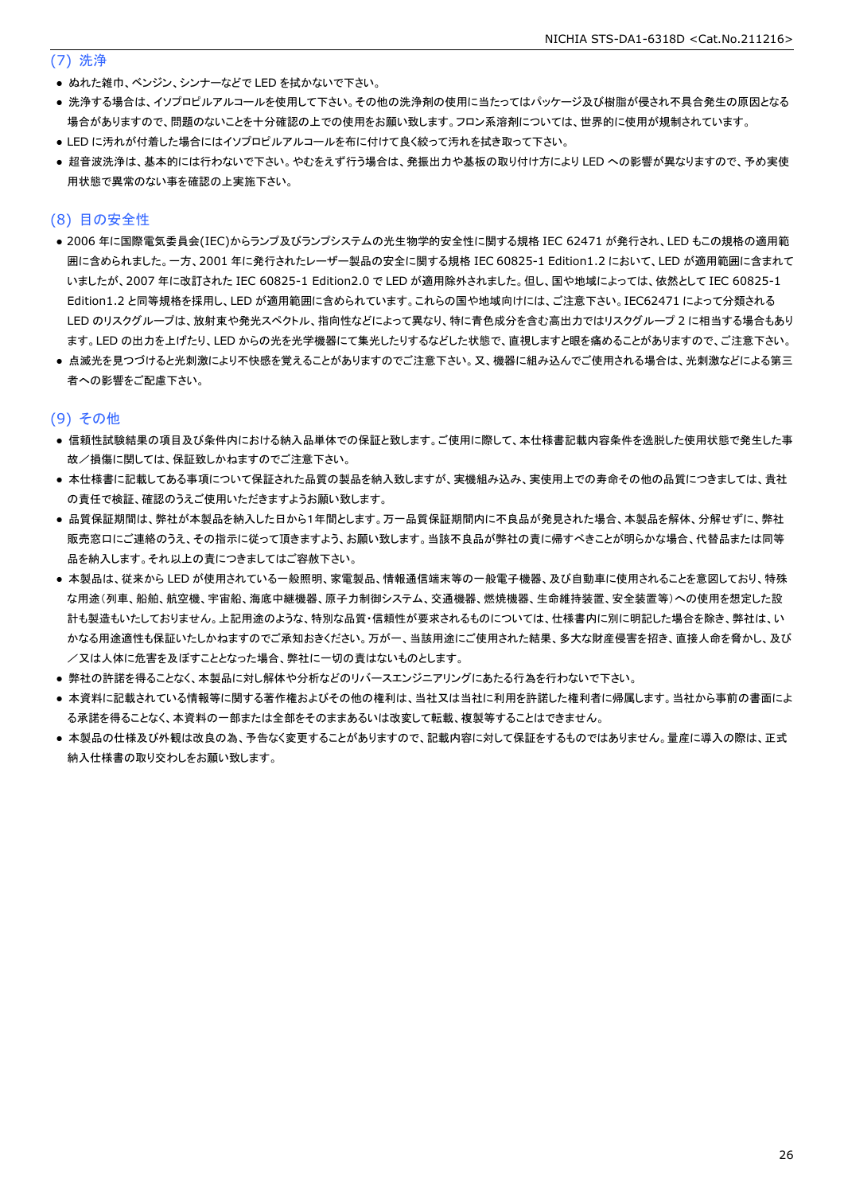## (7) 洗浄

- ぬれた雑巾、ベンジン、シンナーなどで LED を拭かないで下さい。
- 洗浄する場合は、イソプロピルアルコールを使用して下さい。その他の洗浄剤の使用に当たってはパッケージ及び樹脂が侵され不具合発生の原因となる場合がありますので、問題のないことを十分確認の上での使用をお願い致します。フロン系溶剤については、世界的に使用が規制されています。
- LED に汚れが付着した場合にはイソプロピルアルコールを布に付けて良く絞って汚れを拭き取って下さい。
- 超音波洗浄は、基本的には行わないで下さい。やむをえず行う場合は、発振出力や基板の取り付け方により LED への影響が異なりますので、予め実使用状態で異常のない事を確認の上実施下さい。

## (8) 目の安全性

- 2006 年に国際電気委員会(IEC)からランプ及びランプシステムの光生物学的安全性に関する規格 IEC 62471 が発行され、LED もこの規格の適用範囲に含められました。一方、2001 年に発行されたレーザー製品の安全に関する規格 IEC 60825-1 Edition1.2 において、LED が適用範囲に含まれていましたが、2007 年に改訂された IEC 60825-1 Edition2.0 で LED が適用除外されました。但し、国や地域によっては、依然として IEC 60825-1 Edition1.2 と同等規格を採用し、LED が適用範囲に含められています。これらの国や地域向けには、ご注意下さい。IEC62471 によって分類される LED のリスクグループは、放射束や発光スペクトル、指向性などによって異なり、特に青色成分を含む高出力ではリスクグループ 2 に相当する場合もあります。LED の出力を上げたり、LED からの光を光学機器にて集光したりするなどした状態で、直視しますと眼を痛めることがありますので、ご注意下さい。
- 点滅光を見つづけると光刺激により不快感を覚えることがありますのでご注意下さい。又、機器に組み込んでご使用される場合は、光刺激などによる第三者への影響をご配慮下さい。

## (9) その他

- 信頼性試験結果の項目及び条件内における納入品単体での保証と致します。ご使用に際して、本仕様書記載内容条件を逸脱した使用状態で発生した事故／損傷に関しては、保証致しかねますのでご注意下さい。
- 本仕様書に記載してある事項について保証された品質の製品を納入致しますが、実機組み込み、実使用上での寿命その他の品質につきましては、貴社の責任で検証、確認のうえご使用いただきますようお願い致します。
- 品質保証期間は、弊社が本製品を納入した日から1年間とします。万一品質保証期間内に不良品が発見された場合、本製品を解体、分解せずに、弊社販売窓口にご連絡のうえ、その指示に従って頂きますよう、お願い致します。当該不良品が弊社の責に帰すべきことが明らかな場合、代替品または同等品を納入します。それ以上の責につきましてはご容赦下さい。
- 本製品は、従来から LED が使用されている一般照明、家電製品、情報通信端末等の一般電子機器、及び自動車に使用されることを意図しており、特殊な用途(列車、船舶、航空機、宇宙船、海底中継機器、原子力制御システム、交通機器、燃焼機器、生命維持装置、安全装置等)への使用を想定した設計も製造もいたしておりません。上記用途のような、特別な品質･信頼性が要求されるものについては、仕様書内に別に明記した場合を除き、弊社は、いかなる用途適性も保証いたしかねますのでご承知おきください。万が一、当該用途にご使用された結果、多大な財産侵害を招き、直接人命を脅かし、及び／又は人体に危害を及ぼすこととなった場合、弊社に一切の責はないものとします。
- 弊社の許諾を得ることなく、本製品に対し解体や分析などのリバースエンジニアリングにあたる行為を行わないで下さい。
- 本資料に記載されている情報等に関する著作権およびその他の権利は、当社又は当社に利用を許諾した権利者に帰属します。当社から事前の書面による承諾を得ることなく、本資料の一部または全部をそのままあるいは改変して転載、複製等することはできません。
- 本製品の仕様及び外観は改良の為、予告なく変更することがありますので、記載内容に対して保証をするものではありません。量産に導入の際は、正式納入仕様書の取り交わしをお願い致します。